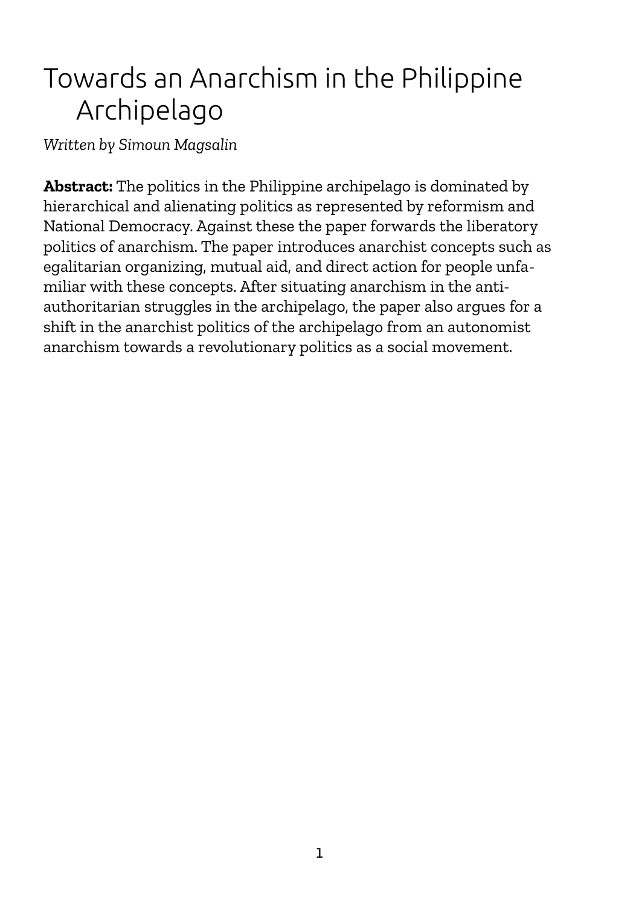# Towards an Anarchism in the Philippine Archipelago

*Written by Simoun Magsalin*

**Abstract:** The politics in the Philippine archipelago is dominated by hierarchical and alienating politics as represented by reformism and National Democracy. Against these the paper forwards the liberatory politics of anarchism. The paper introduces anarchist concepts such as egalitarian organizing, mutual aid, and direct action for people unfamiliar with these concepts. After situating anarchism in the anti-authoritarian struggles in the archipelago, the paper also argues for a shift in the anarchist politics of the archipelago from an autonomist anarchism towards a revolutionary politics as a social movement.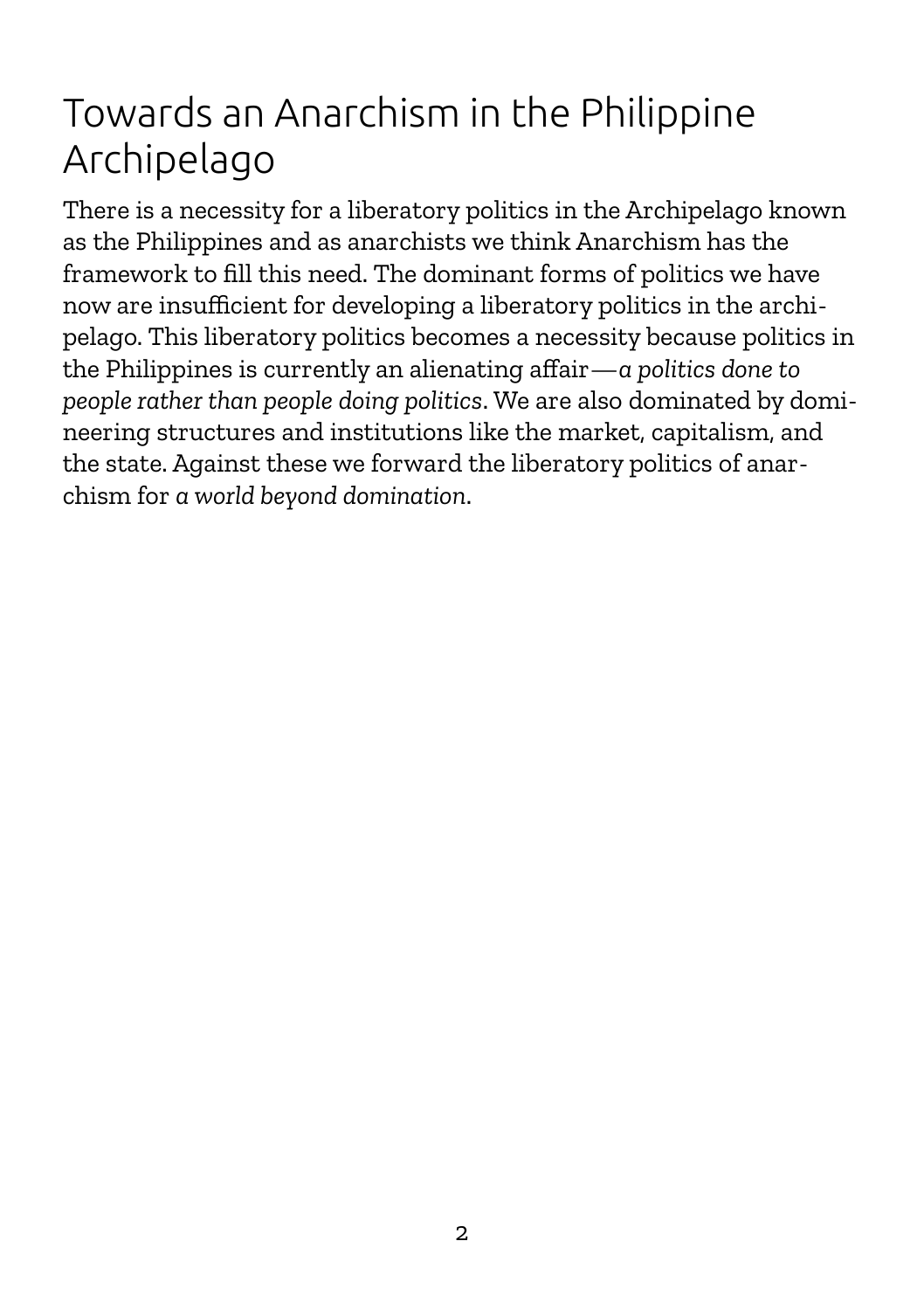# Towards an Anarchism in the Philippine Archipelago

There is a necessity for a liberatory politics in the Archipelago known as the Philippines and as anarchists we think Anarchism has the framework to fill this need. The dominant forms of politics we have now are insufficient for developing a liberatory politics in the archipelago. This liberatory politics becomes a necessity because politics in the Philippines is currently an alienating affair — *a politics done to people rather than people doing politics*. We are also dominated by domineering structures and institutions like the market, capitalism, and the state. Against these we forward the liberatory politics of anarchism for *a world beyond domination*.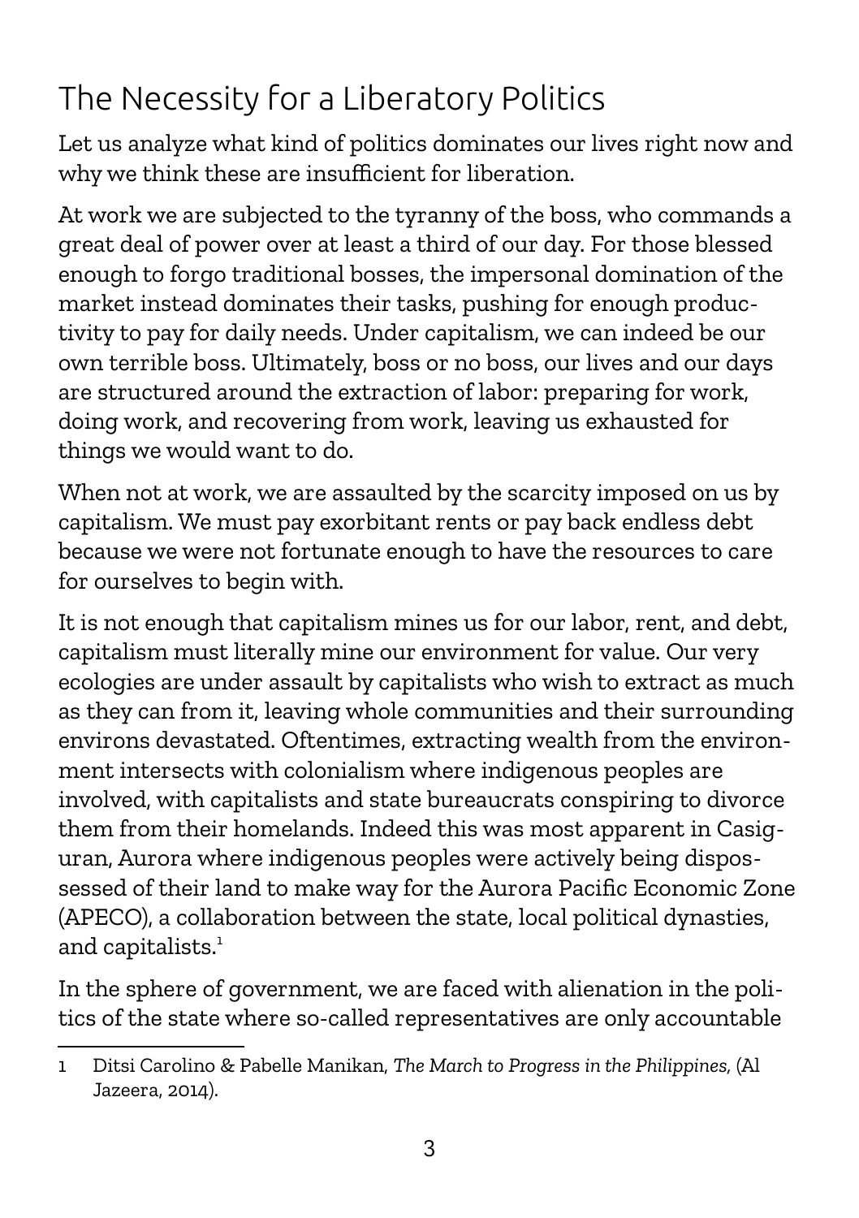# The Necessity for a Liberatory Politics

Let us analyze what kind of politics dominates our lives right now and why we think these are insufficient for liberation.

At work we are subjected to the tyranny of the boss, who commands a great deal of power over at least a third of our day. For those blessed enough to forgo traditional bosses, the impersonal domination of the market instead dominates their tasks, pushing for enough productivity to pay for daily needs. Under capitalism, we can indeed be our own terrible boss. Ultimately, boss or no boss, our lives and our days are structured around the extraction of labor: preparing for work, doing work, and recovering from work, leaving us exhausted for things we would want to do.

When not at work, we are assaulted by the scarcity imposed on us by capitalism. We must pay exorbitant rents or pay back endless debt because we were not fortunate enough to have the resources to care for ourselves to begin with.

It is not enough that capitalism mines us for our labor, rent, and debt, capitalism must literally mine our environment for value. Our very ecologies are under assault by capitalists who wish to extract as much as they can from it, leaving whole communities and their surrounding environs devastated. Oftentimes, extracting wealth from the environment intersects with colonialism where indigenous peoples are involved, with capitalists and state bureaucrats conspiring to divorce them from their homelands. Indeed this was most apparent in Casiguran, Aurora where indigenous peoples were actively being dispossessed of their land to make way for the Aurora Pacific Economic Zone (APECO), a collaboration between the state, local political dynasties, and capitalists.[1]

In the sphere of government, we are faced with alienation in the politics of the state where so-called representatives are only accountable

---

1 Ditsi Carolino & Pabelle Manikan, *The March to Progress in the Philippines*, (Al Jazeera, 2014).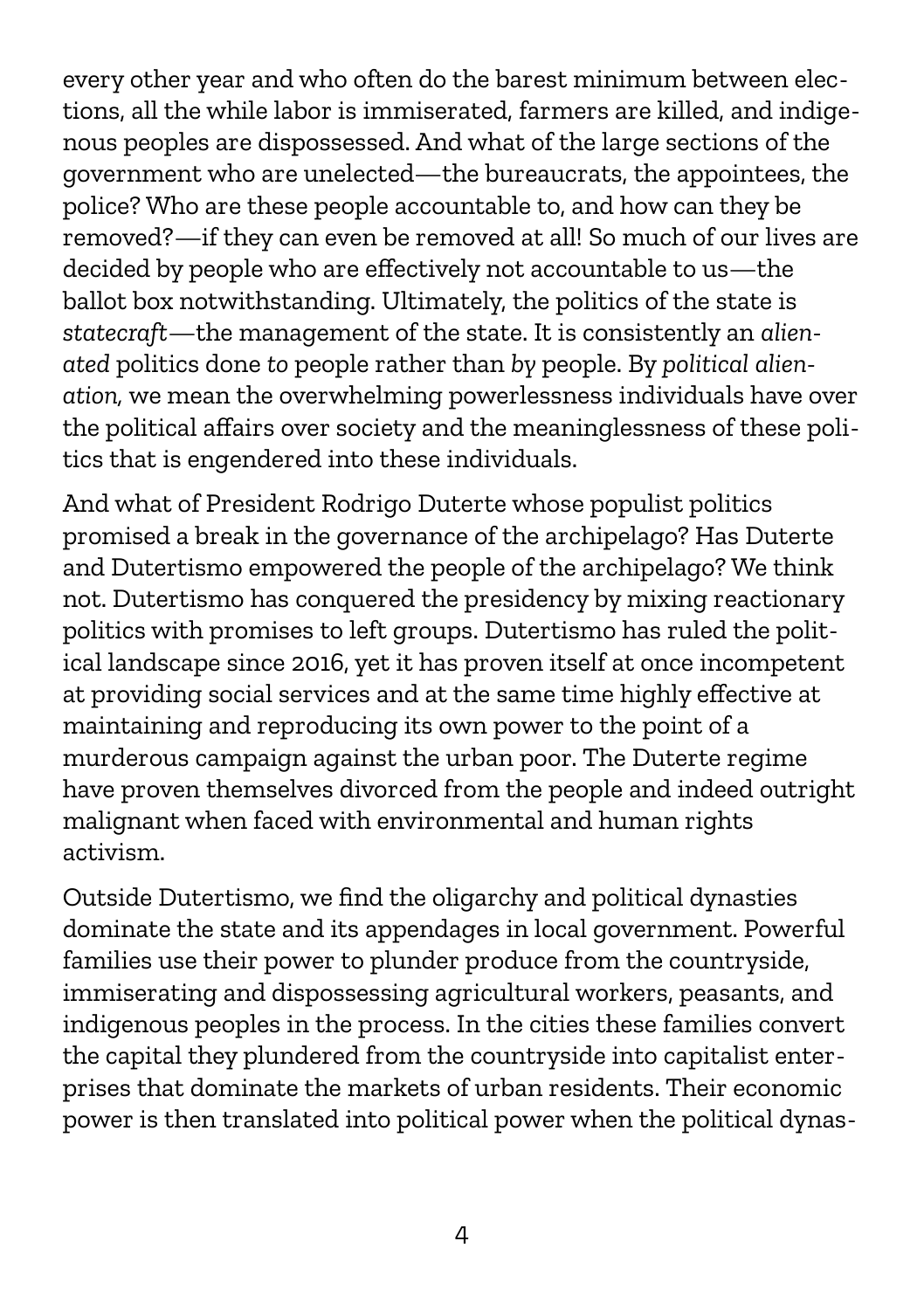every other year and who often do the barest minimum between elections, all the while labor is immiserated, farmers are killed, and indigenous peoples are dispossessed. And what of the large sections of the government who are unelected—the bureaucrats, the appointees, the police? Who are these people accountable to, and how can they be removed?—if they can even be removed at all! So much of our lives are decided by people who are effectively not accountable to us—the ballot box notwithstanding. Ultimately, the politics of the state is *statecraft*—the management of the state. It is consistently an *alienated* politics done *to* people rather than *by* people. By *political alienation,* we mean the overwhelming powerlessness individuals have over the political affairs over society and the meaninglessness of these politics that is engendered into these individuals.

And what of President Rodrigo Duterte whose populist politics promised a break in the governance of the archipelago? Has Duterte and Dutertismo empowered the people of the archipelago? We think not. Dutertismo has conquered the presidency by mixing reactionary politics with promises to left groups. Dutertismo has ruled the political landscape since 2016, yet it has proven itself at once incompetent at providing social services and at the same time highly effective at maintaining and reproducing its own power to the point of a murderous campaign against the urban poor. The Duterte regime have proven themselves divorced from the people and indeed outright malignant when faced with environmental and human rights activism.

Outside Dutertismo, we find the oligarchy and political dynasties dominate the state and its appendages in local government. Powerful families use their power to plunder produce from the countryside, immiserating and dispossessing agricultural workers, peasants, and indigenous peoples in the process. In the cities these families convert the capital they plundered from the countryside into capitalist enterprises that dominate the markets of urban residents. Their economic power is then translated into political power when the political dynas-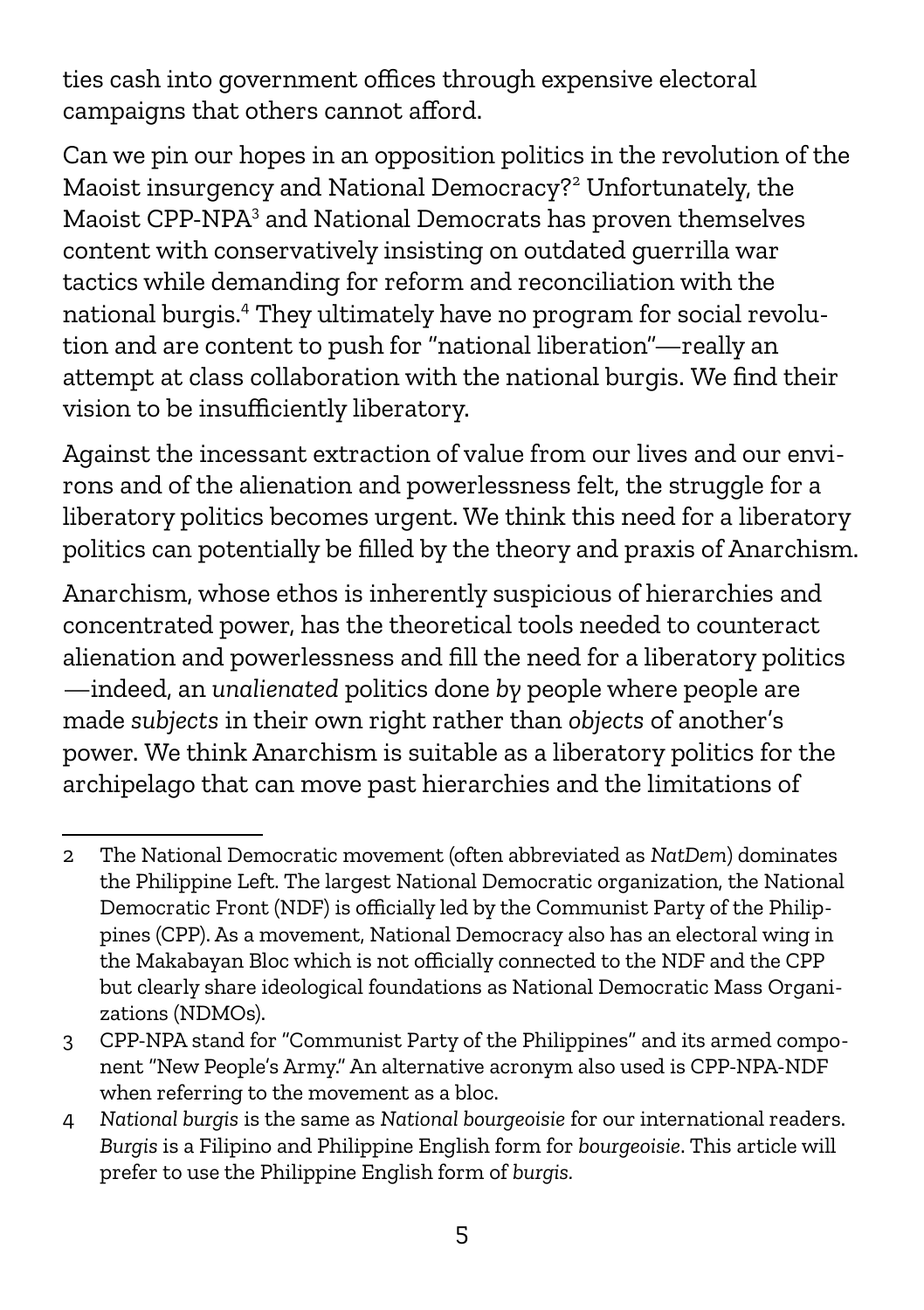ties cash into government offices through expensive electoral campaigns that others cannot afford.

Can we pin our hopes in an opposition politics in the revolution of the Maoist insurgency and National Democracy?[2] Unfortunately, the Maoist CPP-NPA[3] and National Democrats has proven themselves content with conservatively insisting on outdated guerrilla war tactics while demanding for reform and reconciliation with the national burgis.[4] They ultimately have no program for social revolution and are content to push for "national liberation"—really an attempt at class collaboration with the national burgis. We find their vision to be insufficiently liberatory.

Against the incessant extraction of value from our lives and our environs and of the alienation and powerlessness felt, the struggle for a liberatory politics becomes urgent. We think this need for a liberatory politics can potentially be filled by the theory and praxis of Anarchism.

Anarchism, whose ethos is inherently suspicious of hierarchies and concentrated power, has the theoretical tools needed to counteract alienation and powerlessness and fill the need for a liberatory politics—indeed, an *unalienated* politics done *by* people where people are made *subjects* in their own right rather than *objects* of another's power. We think Anarchism is suitable as a liberatory politics for the archipelago that can move past hierarchies and the limitations of

---

2 The National Democratic movement (often abbreviated as *NatDem*) dominates the Philippine Left. The largest National Democratic organization, the National Democratic Front (NDF) is officially led by the Communist Party of the Philippines (CPP). As a movement, National Democracy also has an electoral wing in the Makabayan Bloc which is not officially connected to the NDF and the CPP but clearly share ideological foundations as National Democratic Mass Organizations (NDMOs).

3 CPP-NPA stand for "Communist Party of the Philippines" and its armed component "New People's Army." An alternative acronym also used is CPP-NPA-NDF when referring to the movement as a bloc.

4 *National burgis* is the same as *National bourgeoisie* for our international readers. *Burgis* is a Filipino and Philippine English form for *bourgeoisie*. This article will prefer to use the Philippine English form of *burgis*.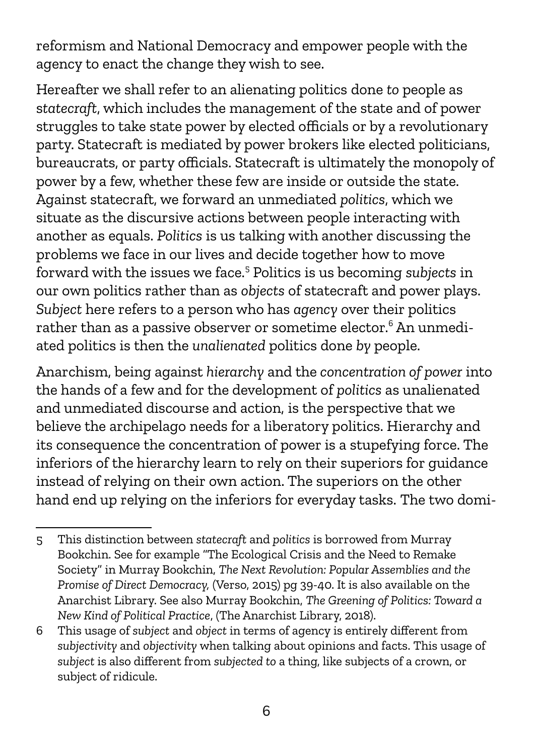reformism and National Democracy and empower people with the agency to enact the change they wish to see.

Hereafter we shall refer to an alienating politics done *to* people as s*tatecraft*, which includes the management of the state and of power struggles to take state power by elected officials or by a revolutionary party. Statecraft is mediated by power brokers like elected politicians, bureaucrats, or party officials. Statecraft is ultimately the monopoly of power by a few, whether these few are inside or outside the state. Against statecraft, we forward an unmediated *politics*, which we situate as the discursive actions between people interacting with another as equals. *Politics* is us talking with another discussing the problems we face in our lives and decide together how to move forward with the issues we face.[5] Politics is us becoming *subjects* in our own politics rather than as *objects* of statecraft and power plays. *Subject* here refers to a person who has *agency* over their politics rather than as a passive observer or sometime elector.[6] An unmediated politics is then the *unalienated* politics done *by* people.

Anarchism, being against *hierarchy* and the *concentration of power* into the hands of a few and for the development of *politics* as unalienated and unmediated discourse and action, is the perspective that we believe the archipelago needs for a liberatory politics. Hierarchy and its consequence the concentration of power is a stupefying force. The inferiors of the hierarchy learn to rely on their superiors for guidance instead of relying on their own action. The superiors on the other hand end up relying on the inferiors for everyday tasks. The two domi-

---

5 This distinction between *statecraft* and *politics* is borrowed from Murray Bookchin. See for example "The Ecological Crisis and the Need to Remake Society" in Murray Bookchin, *The Next Revolution: Popular Assemblies and the Promise of Direct Democracy*, (Verso, 2015) pg 39-40. It is also available on the Anarchist Library. See also Murray Bookchin, *The Greening of Politics: Toward a New Kind of Political Practice*, (The Anarchist Library, 2018).

6 This usage of *subject* and *object* in terms of agency is entirely different from *subjectivity* and *objectivity* when talking about opinions and facts. This usage of *subject* is also different from *subjected to* a thing, like subjects of a crown, or subject of ridicule.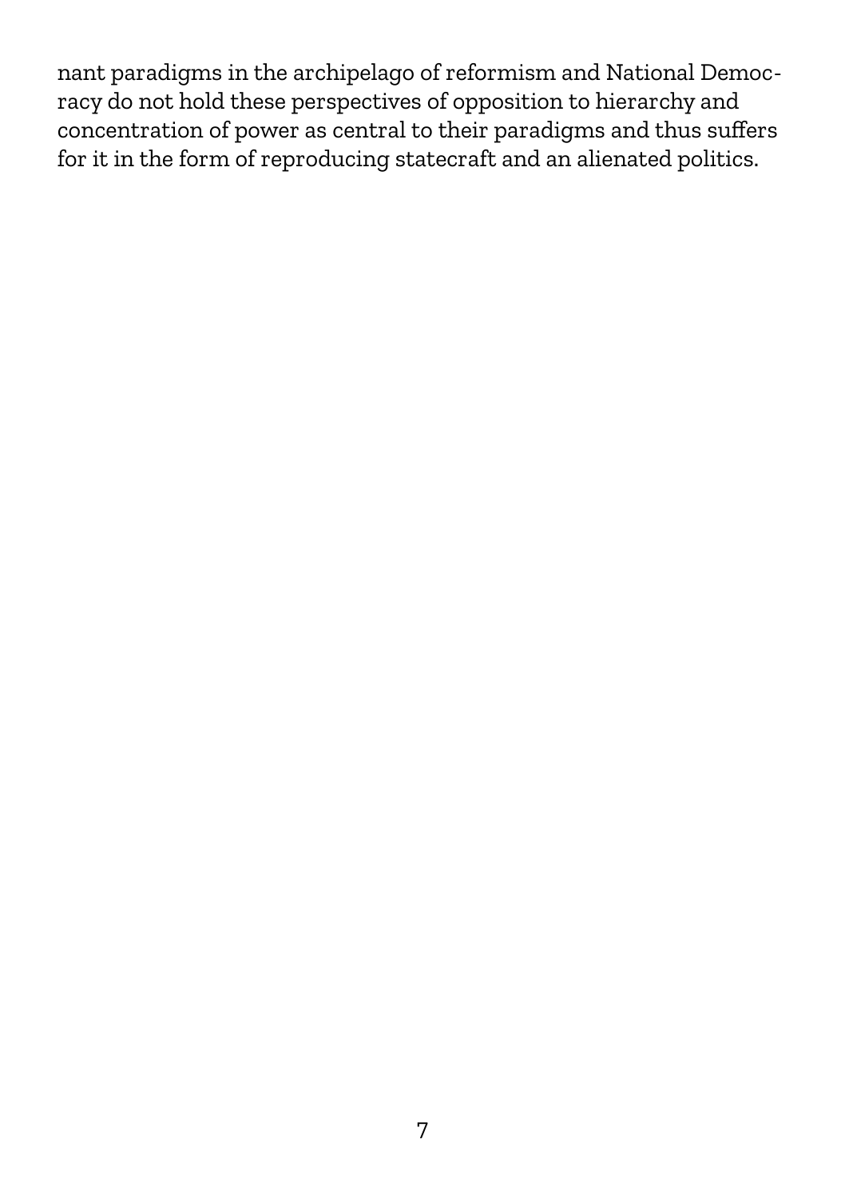nant paradigms in the archipelago of reformism and National Democracy do not hold these perspectives of opposition to hierarchy and concentration of power as central to their paradigms and thus suffers for it in the form of reproducing statecraft and an alienated politics.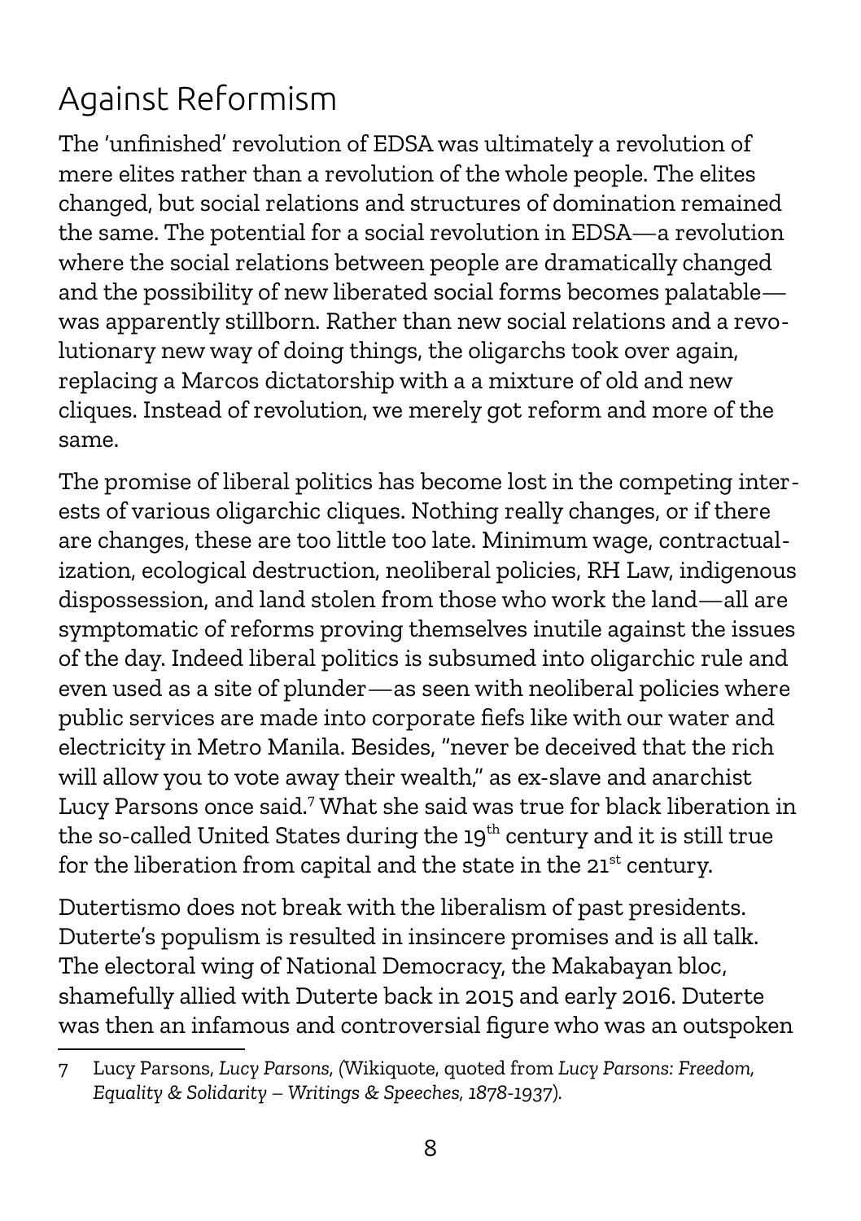## Against Reformism

The 'unfinished' revolution of EDSA was ultimately a revolution of mere elites rather than a revolution of the whole people. The elites changed, but social relations and structures of domination remained the same. The potential for a social revolution in EDSA—a revolution where the social relations between people are dramatically changed and the possibility of new liberated social forms becomes palatable—was apparently stillborn. Rather than new social relations and a revolutionary new way of doing things, the oligarchs took over again, replacing a Marcos dictatorship with a a mixture of old and new cliques. Instead of revolution, we merely got reform and more of the same.

The promise of liberal politics has become lost in the competing interests of various oligarchic cliques. Nothing really changes, or if there are changes, these are too little too late. Minimum wage, contractualization, ecological destruction, neoliberal policies, RH Law, indigenous dispossession, and land stolen from those who work the land—all are symptomatic of reforms proving themselves inutile against the issues of the day. Indeed liberal politics is subsumed into oligarchic rule and even used as a site of plunder—as seen with neoliberal policies where public services are made into corporate fiefs like with our water and electricity in Metro Manila. Besides, "never be deceived that the rich will allow you to vote away their wealth," as ex-slave and anarchist Lucy Parsons once said.[7] What she said was true for black liberation in the so-called United States during the 19th century and it is still true for the liberation from capital and the state in the 21st century.

Dutertismo does not break with the liberalism of past presidents. Duterte's populism is resulted in insincere promises and is all talk. The electoral wing of National Democracy, the Makabayan bloc, shamefully allied with Duterte back in 2015 and early 2016. Duterte was then an infamous and controversial figure who was an outspoken

---

7 Lucy Parsons, *Lucy Parsons*, (Wikiquote, quoted from *Lucy Parsons: Freedom, Equality & Solidarity – Writings & Speeches, 1878-1937*).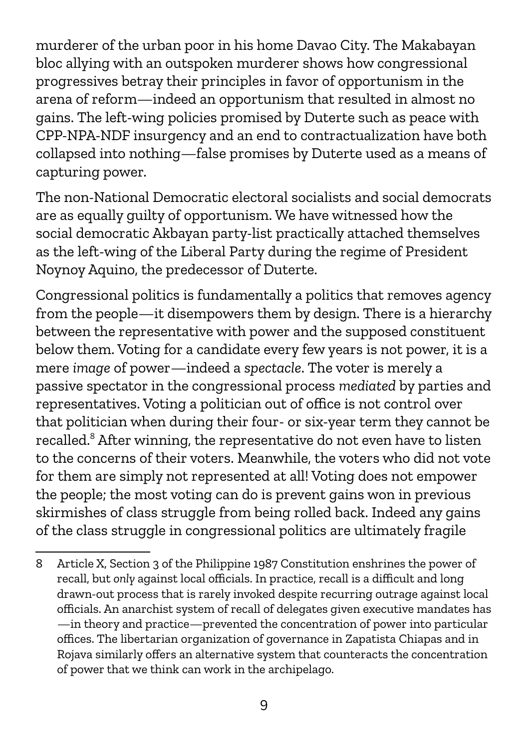murderer of the urban poor in his home Davao City. The Makabayan bloc allying with an outspoken murderer shows how congressional progressives betray their principles in favor of opportunism in the arena of reform—indeed an opportunism that resulted in almost no gains. The left-wing policies promised by Duterte such as peace with CPP-NPA-NDF insurgency and an end to contractualization have both collapsed into nothing—false promises by Duterte used as a means of capturing power.

The non-National Democratic electoral socialists and social democrats are as equally guilty of opportunism. We have witnessed how the social democratic Akbayan party-list practically attached themselves as the left-wing of the Liberal Party during the regime of President Noynoy Aquino, the predecessor of Duterte.

Congressional politics is fundamentally a politics that removes agency from the people—it disempowers them by design. There is a hierarchy between the representative with power and the supposed constituent below them. Voting for a candidate every few years is not power, it is a mere *image* of power—indeed a *spectacle*. The voter is merely a passive spectator in the congressional process *mediated* by parties and representatives. Voting a politician out of office is not control over that politician when during their four- or six-year term they cannot be recalled.[8] After winning, the representative do not even have to listen to the concerns of their voters. Meanwhile, the voters who did not vote for them are simply not represented at all! Voting does not empower the people; the most voting can do is prevent gains won in previous skirmishes of class struggle from being rolled back. Indeed any gains of the class struggle in congressional politics are ultimately fragile

---

8 Article X, Section 3 of the Philippine 1987 Constitution enshrines the power of recall, but *only* against local officials. In practice, recall is a difficult and long drawn-out process that is rarely invoked despite recurring outrage against local officials. An anarchist system of recall of delegates given executive mandates has —in theory and practice—prevented the concentration of power into particular offices. The libertarian organization of governance in Zapatista Chiapas and in Rojava similarly offers an alternative system that counteracts the concentration of power that we think can work in the archipelago.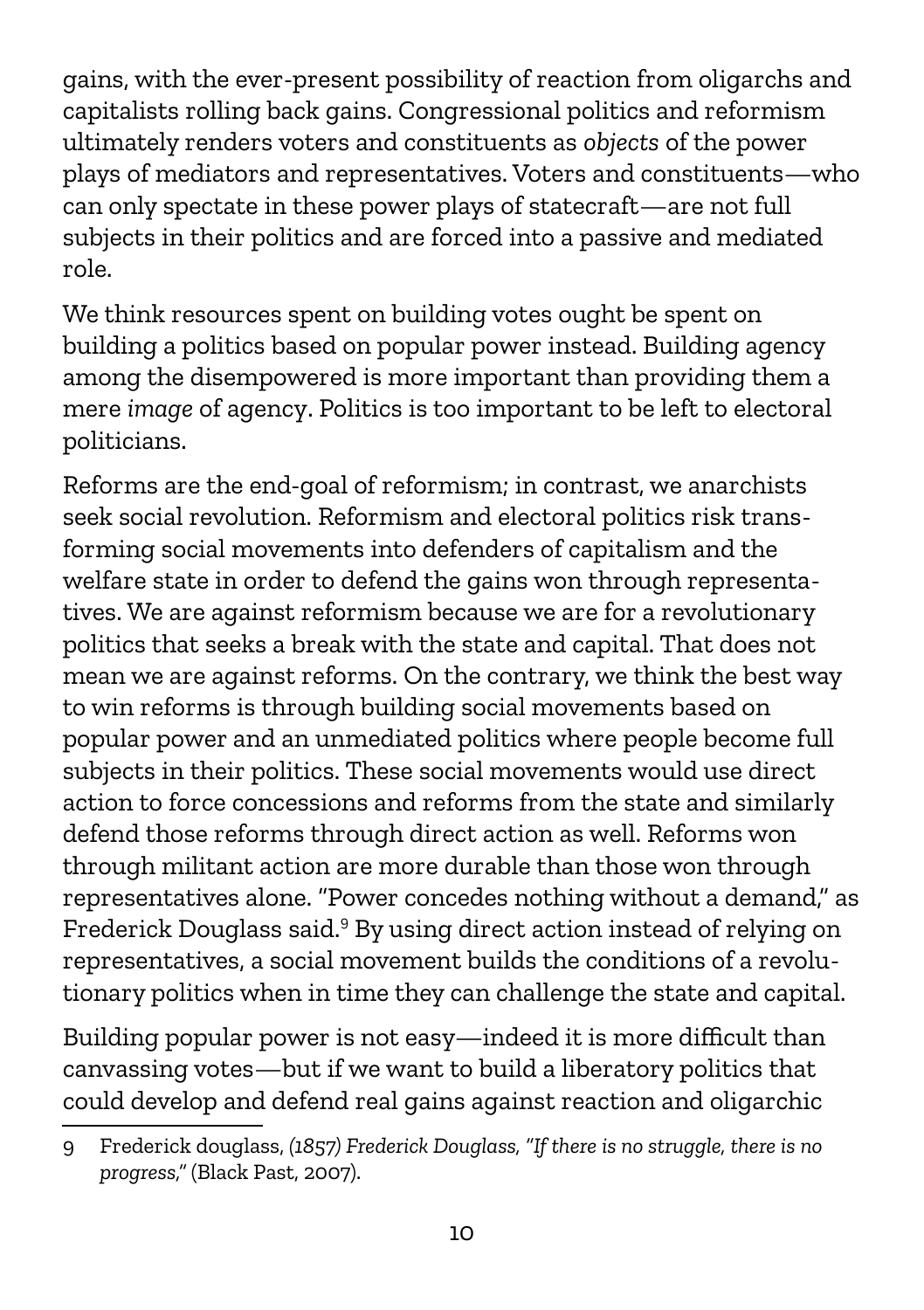gains, with the ever-present possibility of reaction from oligarchs and capitalists rolling back gains. Congressional politics and reformism ultimately renders voters and constituents as *objects* of the power plays of mediators and representatives. Voters and constituents—who can only spectate in these power plays of statecraft—are not full subjects in their politics and are forced into a passive and mediated role.

We think resources spent on building votes ought be spent on building a politics based on popular power instead. Building agency among the disempowered is more important than providing them a mere *image* of agency. Politics is too important to be left to electoral politicians.

Reforms are the end-goal of reformism; in contrast, we anarchists seek social revolution. Reformism and electoral politics risk transforming social movements into defenders of capitalism and the welfare state in order to defend the gains won through representatives. We are against reformism because we are for a revolutionary politics that seeks a break with the state and capital. That does not mean we are against reforms. On the contrary, we think the best way to win reforms is through building social movements based on popular power and an unmediated politics where people become full subjects in their politics. These social movements would use direct action to force concessions and reforms from the state and similarly defend those reforms through direct action as well. Reforms won through militant action are more durable than those won through representatives alone. "Power concedes nothing without a demand," as Frederick Douglass said.[9] By using direct action instead of relying on representatives, a social movement builds the conditions of a revolutionary politics when in time they can challenge the state and capital.

Building popular power is not easy—indeed it is more difficult than canvassing votes—but if we want to build a liberatory politics that could develop and defend real gains against reaction and oligarchic

---

9 Frederick douglass, *(1857) Frederick Douglass, "If there is no struggle, there is no progress,"* (Black Past, 2007).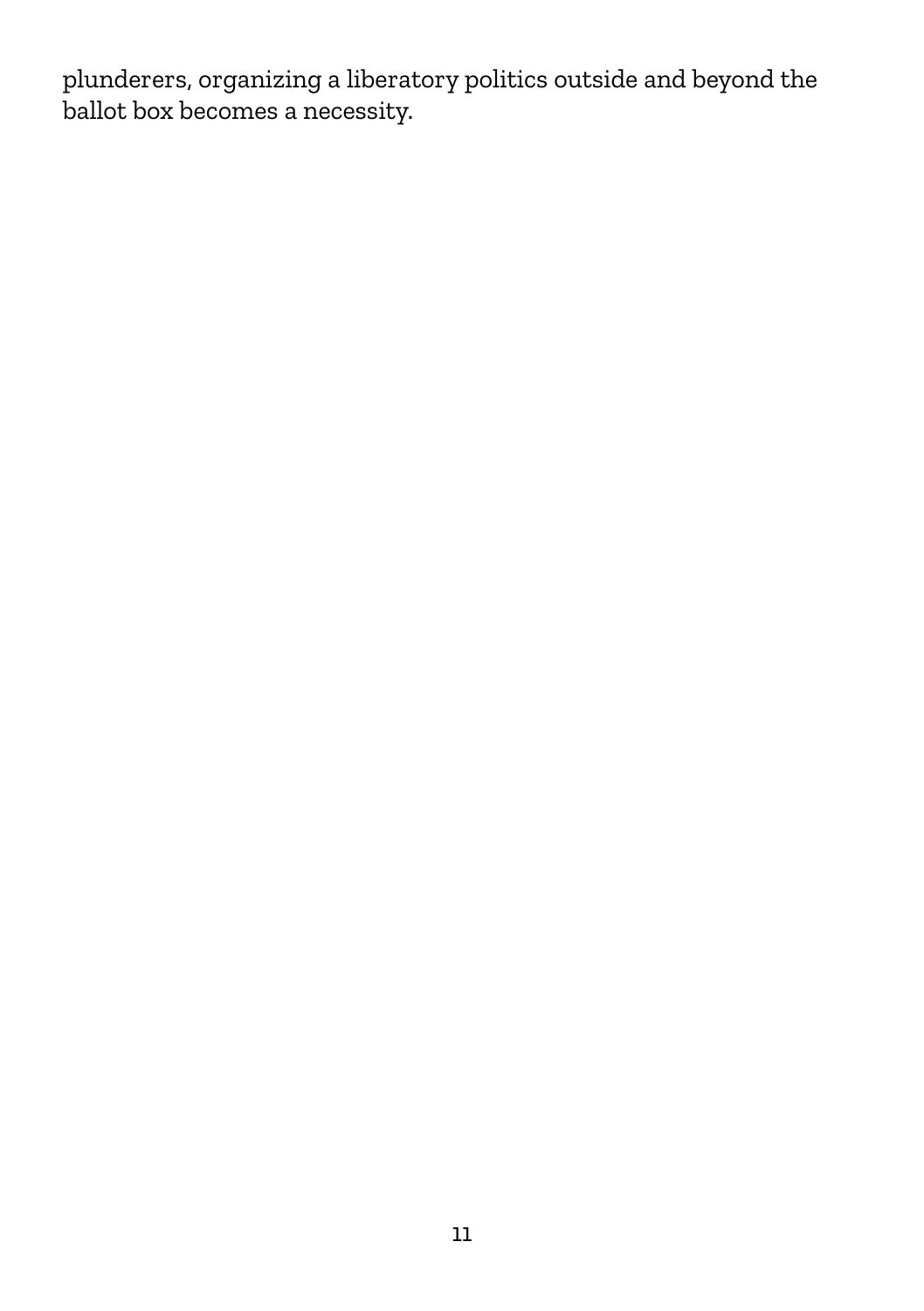plunderers, organizing a liberatory politics outside and beyond the ballot box becomes a necessity.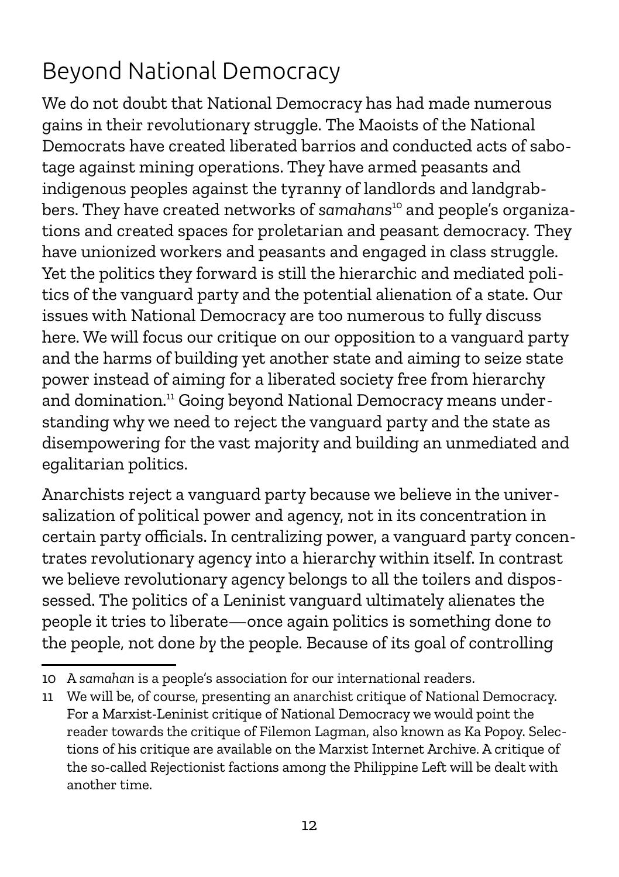## Beyond National Democracy

We do not doubt that National Democracy has had made numerous gains in their revolutionary struggle. The Maoists of the National Democrats have created liberated barrios and conducted acts of sabotage against mining operations. They have armed peasants and indigenous peoples against the tyranny of landlords and landgrabbers. They have created networks of *samahans*[10] and people's organizations and created spaces for proletarian and peasant democracy. They have unionized workers and peasants and engaged in class struggle. Yet the politics they forward is still the hierarchic and mediated politics of the vanguard party and the potential alienation of a state. Our issues with National Democracy are too numerous to fully discuss here. We will focus our critique on our opposition to a vanguard party and the harms of building yet another state and aiming to seize state power instead of aiming for a liberated society free from hierarchy and domination.[11] Going beyond National Democracy means understanding why we need to reject the vanguard party and the state as disempowering for the vast majority and building an unmediated and egalitarian politics.

Anarchists reject a vanguard party because we believe in the universalization of political power and agency, not in its concentration in certain party officials. In centralizing power, a vanguard party concentrates revolutionary agency into a hierarchy within itself. In contrast we believe revolutionary agency belongs to all the toilers and dispossessed. The politics of a Leninist vanguard ultimately alienates the people it tries to liberate—once again politics is something done *to* the people, not done *by* the people. Because of its goal of controlling

---

10 A *samahan* is a people's association for our international readers.

11 We will be, of course, presenting an anarchist critique of National Democracy. For a Marxist-Leninist critique of National Democracy we would point the reader towards the critique of Filemon Lagman, also known as Ka Popoy. Selections of his critique are available on the Marxist Internet Archive. A critique of the so-called Rejectionist factions among the Philippine Left will be dealt with another time.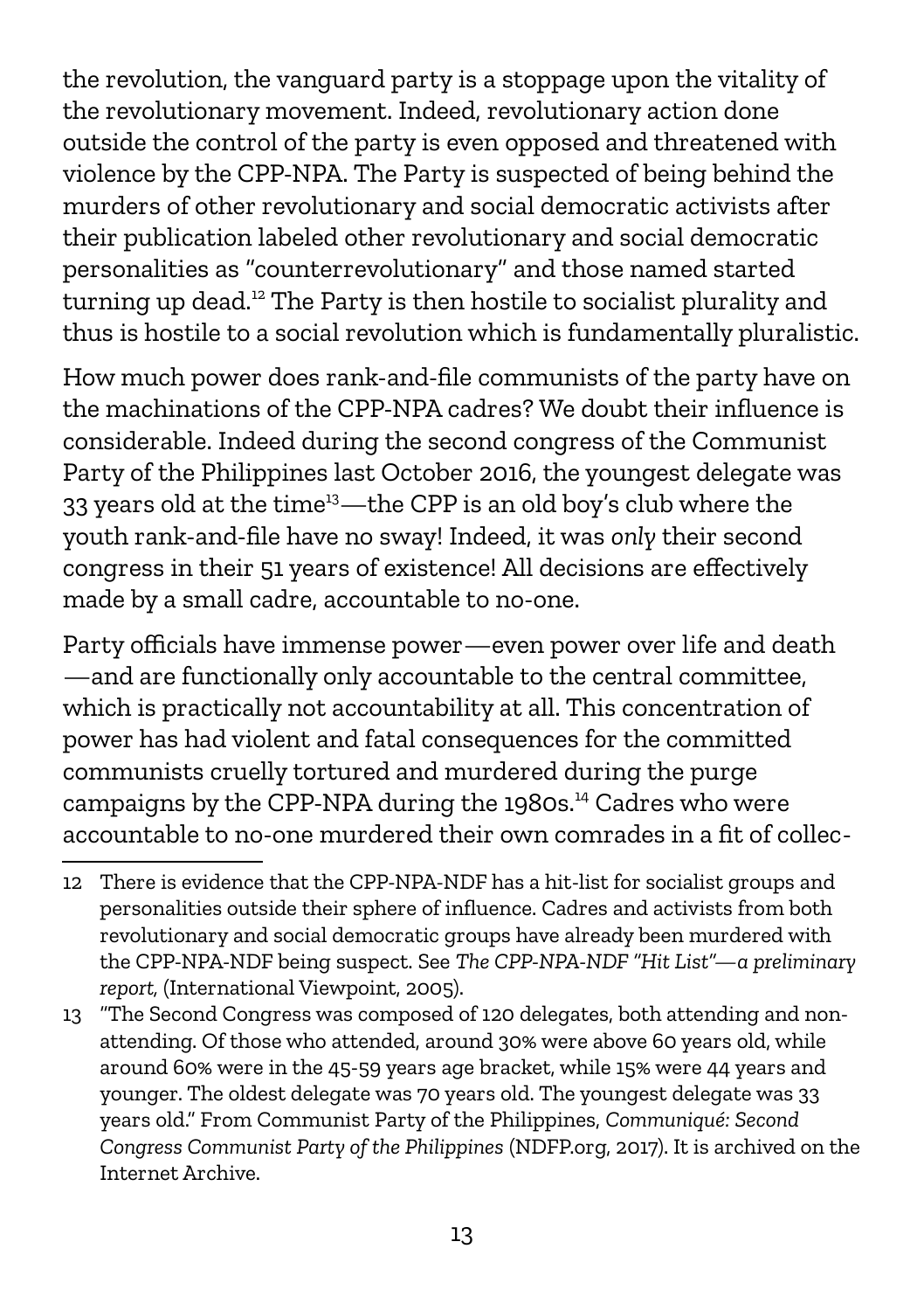the revolution, the vanguard party is a stoppage upon the vitality of the revolutionary movement. Indeed, revolutionary action done outside the control of the party is even opposed and threatened with violence by the CPP-NPA. The Party is suspected of being behind the murders of other revolutionary and social democratic activists after their publication labeled other revolutionary and social democratic personalities as "counterrevolutionary" and those named started turning up dead.[12] The Party is then hostile to socialist plurality and thus is hostile to a social revolution which is fundamentally pluralistic.

How much power does rank-and-file communists of the party have on the machinations of the CPP-NPA cadres? We doubt their influence is considerable. Indeed during the second congress of the Communist Party of the Philippines last October 2016, the youngest delegate was 33 years old at the time[13]—the CPP is an old boy's club where the youth rank-and-file have no sway! Indeed, it was *only* their second congress in their 51 years of existence! All decisions are effectively made by a small cadre, accountable to no-one.

Party officials have immense power—even power over life and death—and are functionally only accountable to the central committee, which is practically not accountability at all. This concentration of power has had violent and fatal consequences for the committed communists cruelly tortured and murdered during the purge campaigns by the CPP-NPA during the 1980s.[14] Cadres who were accountable to no-one murdered their own comrades in a fit of collec-

---

12 There is evidence that the CPP-NPA-NDF has a hit-list for socialist groups and personalities outside their sphere of influence. Cadres and activists from both revolutionary and social democratic groups have already been murdered with the CPP-NPA-NDF being suspect. See *The CPP-NPA-NDF "Hit List"—a preliminary report*, (International Viewpoint, 2005).

13 "The Second Congress was composed of 120 delegates, both attending and non-attending. Of those who attended, around 30% were above 60 years old, while around 60% were in the 45-59 years age bracket, while 15% were 44 years and younger. The oldest delegate was 70 years old. The youngest delegate was 33 years old." From Communist Party of the Philippines, *Communiqué: Second Congress Communist Party of the Philippines* (NDFP.org, 2017). It is archived on the Internet Archive.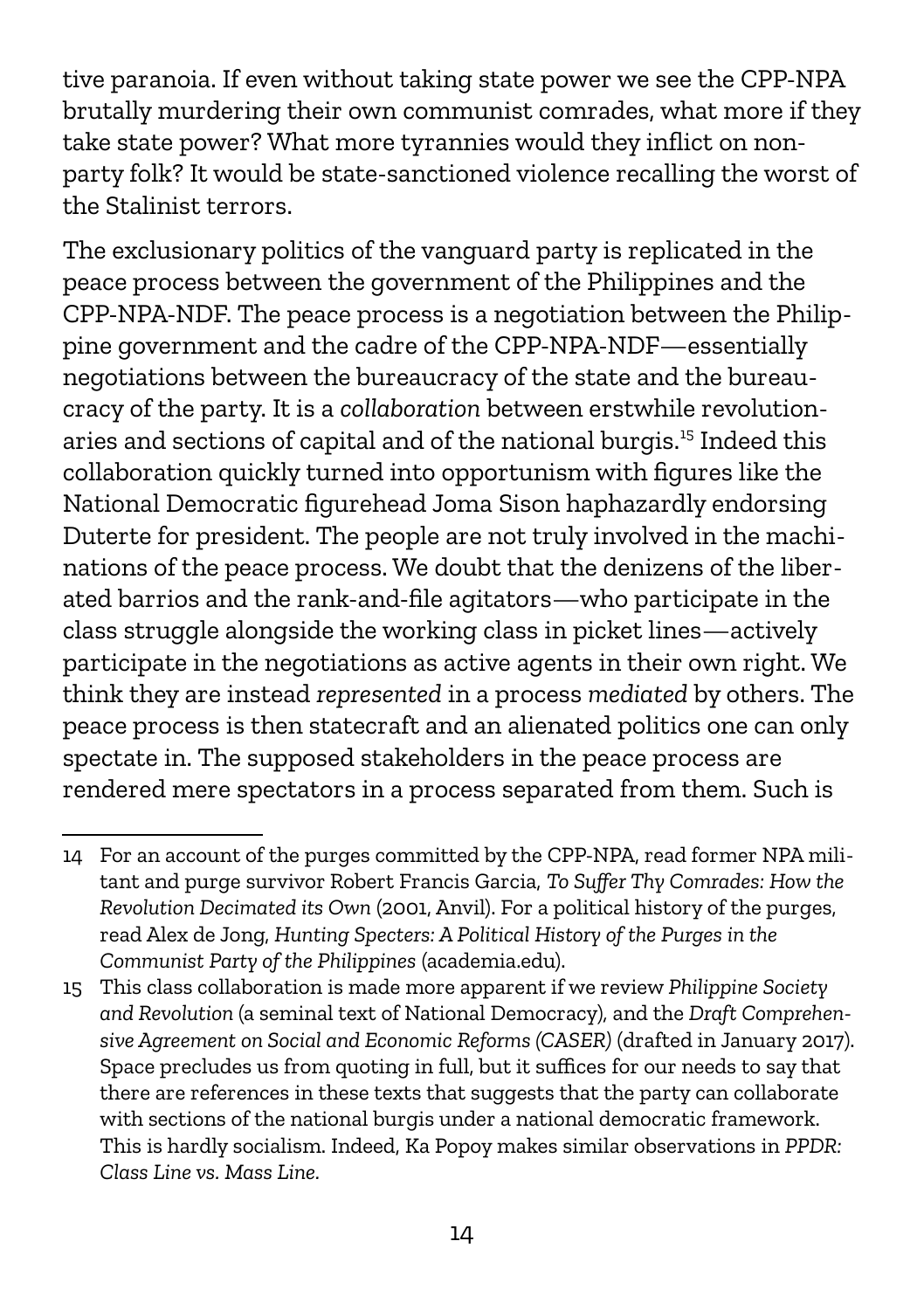tive paranoia. If even without taking state power we see the CPP-NPA brutally murdering their own communist comrades, what more if they take state power? What more tyrannies would they inflict on non-party folk? It would be state-sanctioned violence recalling the worst of the Stalinist terrors.

The exclusionary politics of the vanguard party is replicated in the peace process between the government of the Philippines and the CPP-NPA-NDF. The peace process is a negotiation between the Philippine government and the cadre of the CPP-NPA-NDF—essentially negotiations between the bureaucracy of the state and the bureaucracy of the party. It is a *collaboration* between erstwhile revolutionaries and sections of capital and of the national burgis.[15] Indeed this collaboration quickly turned into opportunism with figures like the National Democratic figurehead Joma Sison haphazardly endorsing Duterte for president. The people are not truly involved in the machinations of the peace process. We doubt that the denizens of the liberated barrios and the rank-and-file agitators—who participate in the class struggle alongside the working class in picket lines—actively participate in the negotiations as active agents in their own right. We think they are instead *represented* in a process *mediated* by others. The peace process is then statecraft and an alienated politics one can only spectate in. The supposed stakeholders in the peace process are rendered mere spectators in a process separated from them. Such is

---

14 For an account of the purges committed by the CPP-NPA, read former NPA militant and purge survivor Robert Francis Garcia, *To Suffer Thy Comrades: How the Revolution Decimated its Own* (2001, Anvil). For a political history of the purges, read Alex de Jong, *Hunting Specters: A Political History of the Purges in the Communist Party of the Philippines* (academia.edu).

15 This class collaboration is made more apparent if we review *Philippine Society and Revolution* (a seminal text of National Democracy), and the *Draft Comprehensive Agreement on Social and Economic Reforms (CASER)* (drafted in January 2017). Space precludes us from quoting in full, but it suffices for our needs to say that there are references in these texts that suggests that the party can collaborate with sections of the national burgis under a national democratic framework. This is hardly socialism. Indeed, Ka Popoy makes similar observations in *PPDR: Class Line vs. Mass Line.*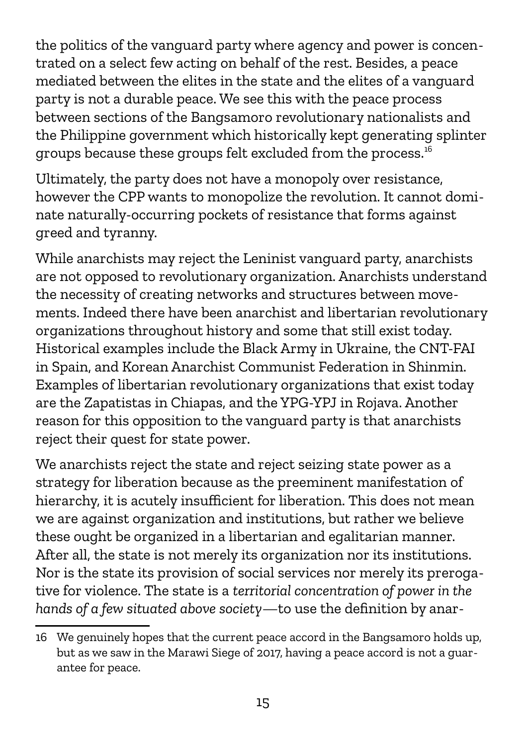the politics of the vanguard party where agency and power is concentrated on a select few acting on behalf of the rest. Besides, a peace mediated between the elites in the state and the elites of a vanguard party is not a durable peace. We see this with the peace process between sections of the Bangsamoro revolutionary nationalists and the Philippine government which historically kept generating splinter groups because these groups felt excluded from the process.[16]

Ultimately, the party does not have a monopoly over resistance, however the CPP wants to monopolize the revolution. It cannot dominate naturally-occurring pockets of resistance that forms against greed and tyranny.

While anarchists may reject the Leninist vanguard party, anarchists are not opposed to revolutionary organization. Anarchists understand the necessity of creating networks and structures between movements. Indeed there have been anarchist and libertarian revolutionary organizations throughout history and some that still exist today. Historical examples include the Black Army in Ukraine, the CNT-FAI in Spain, and Korean Anarchist Communist Federation in Shinmin. Examples of libertarian revolutionary organizations that exist today are the Zapatistas in Chiapas, and the YPG-YPJ in Rojava. Another reason for this opposition to the vanguard party is that anarchists reject their quest for state power.

We anarchists reject the state and reject seizing state power as a strategy for liberation because as the preeminent manifestation of hierarchy, it is acutely insufficient for liberation. This does not mean we are against organization and institutions, but rather we believe these ought be organized in a libertarian and egalitarian manner. After all, the state is not merely its organization nor its institutions. Nor is the state its provision of social services nor merely its prerogative for violence. The state is a *territorial concentration of power in the hands of a few situated above society*—to use the definition by anar-

16 We genuinely hopes that the current peace accord in the Bangsamoro holds up, but as we saw in the Marawi Siege of 2017, having a peace accord is not a guarantee for peace.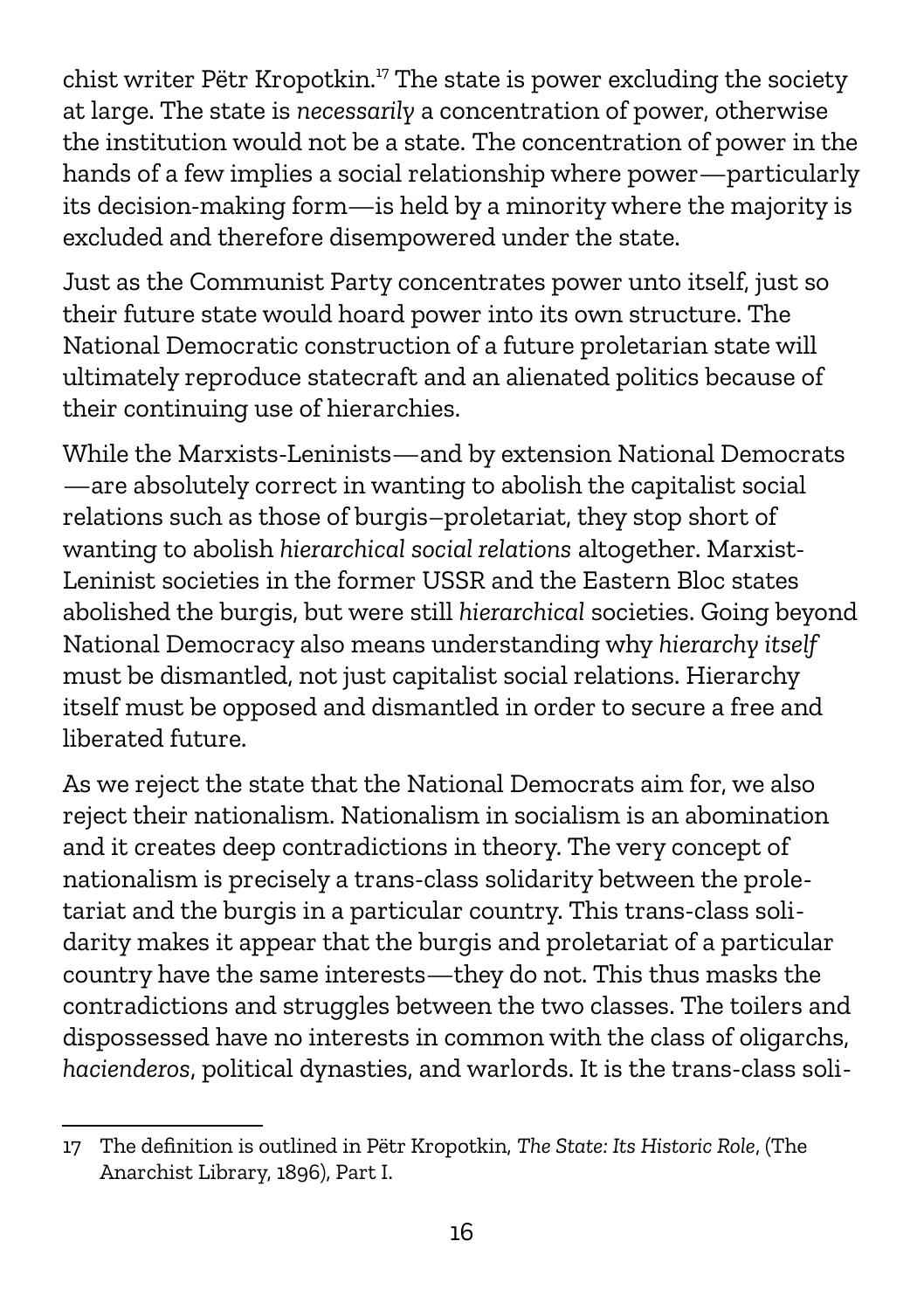chist writer Pëtr Kropotkin.[17] The state is power excluding the society at large. The state is *necessarily* a concentration of power, otherwise the institution would not be a state. The concentration of power in the hands of a few implies a social relationship where power—particularly its decision-making form—is held by a minority where the majority is excluded and therefore disempowered under the state.

Just as the Communist Party concentrates power unto itself, just so their future state would hoard power into its own structure. The National Democratic construction of a future proletarian state will ultimately reproduce statecraft and an alienated politics because of their continuing use of hierarchies.

While the Marxists-Leninists—and by extension National Democrats—are absolutely correct in wanting to abolish the capitalist social relations such as those of burgis–proletariat, they stop short of wanting to abolish *hierarchical social relations* altogether. Marxist-Leninist societies in the former USSR and the Eastern Bloc states abolished the burgis, but were still *hierarchical* societies. Going beyond National Democracy also means understanding why *hierarchy itself* must be dismantled, not just capitalist social relations. Hierarchy itself must be opposed and dismantled in order to secure a free and liberated future.

As we reject the state that the National Democrats aim for, we also reject their nationalism. Nationalism in socialism is an abomination and it creates deep contradictions in theory. The very concept of nationalism is precisely a trans-class solidarity between the proletariat and the burgis in a particular country. This trans-class solidarity makes it appear that the burgis and proletariat of a particular country have the same interests—they do not. This thus masks the contradictions and struggles between the two classes. The toilers and dispossessed have no interests in common with the class of oligarchs, *hacienderos*, political dynasties, and warlords. It is the trans-class soli-

---

17 The definition is outlined in Pëtr Kropotkin, *The State: Its Historic Role*, (The Anarchist Library, 1896), Part I.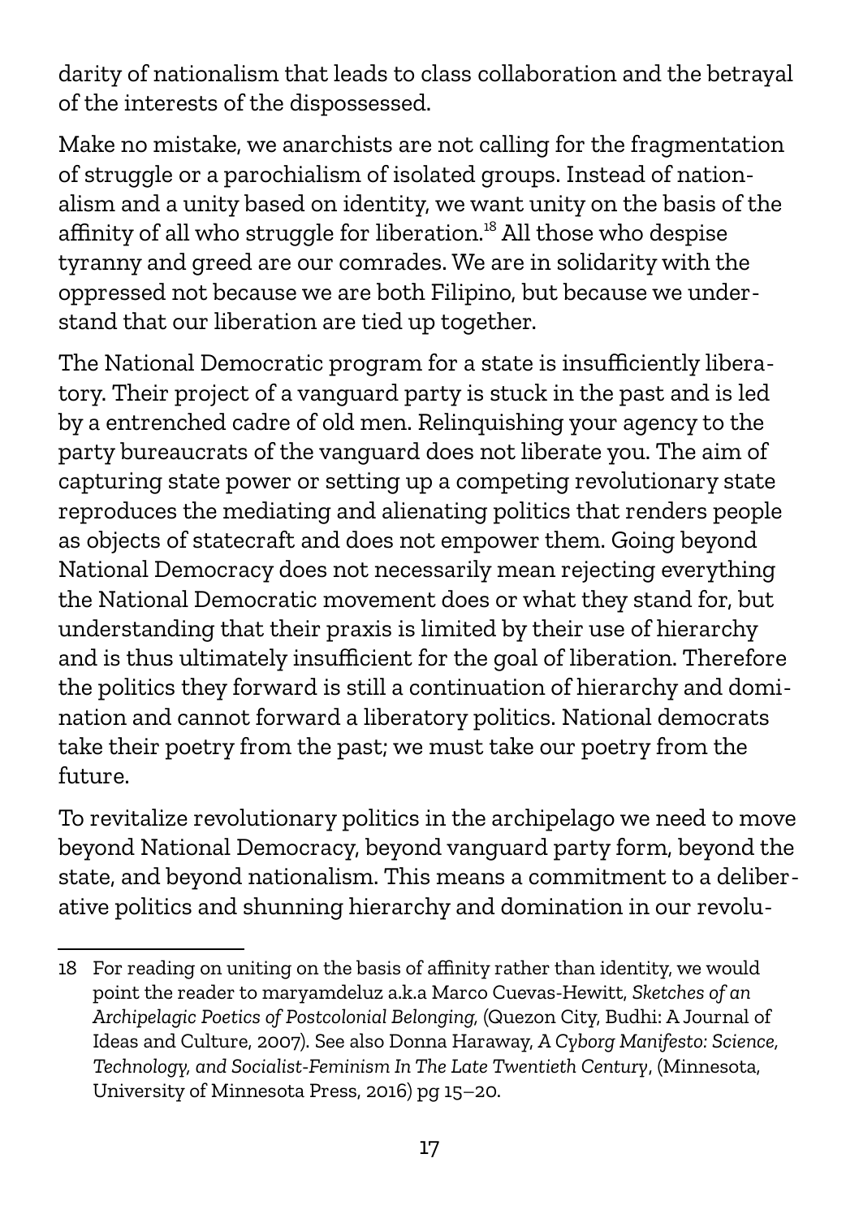darity of nationalism that leads to class collaboration and the betrayal of the interests of the dispossessed.

Make no mistake, we anarchists are not calling for the fragmentation of struggle or a parochialism of isolated groups. Instead of nationalism and a unity based on identity, we want unity on the basis of the affinity of all who struggle for liberation.[18] All those who despise tyranny and greed are our comrades. We are in solidarity with the oppressed not because we are both Filipino, but because we understand that our liberation are tied up together.

The National Democratic program for a state is insufficiently liberatory. Their project of a vanguard party is stuck in the past and is led by a entrenched cadre of old men. Relinquishing your agency to the party bureaucrats of the vanguard does not liberate you. The aim of capturing state power or setting up a competing revolutionary state reproduces the mediating and alienating politics that renders people as objects of statecraft and does not empower them. Going beyond National Democracy does not necessarily mean rejecting everything the National Democratic movement does or what they stand for, but understanding that their praxis is limited by their use of hierarchy and is thus ultimately insufficient for the goal of liberation. Therefore the politics they forward is still a continuation of hierarchy and domination and cannot forward a liberatory politics. National democrats take their poetry from the past; we must take our poetry from the future.

To revitalize revolutionary politics in the archipelago we need to move beyond National Democracy, beyond vanguard party form, beyond the state, and beyond nationalism. This means a commitment to a deliberative politics and shunning hierarchy and domination in our revolu-

---

18 For reading on uniting on the basis of affinity rather than identity, we would point the reader to maryamdeluz a.k.a Marco Cuevas-Hewitt, *Sketches of an Archipelagic Poetics of Postcolonial Belonging*, (Quezon City, Budhi: A Journal of Ideas and Culture, 2007). See also Donna Haraway, *A Cyborg Manifesto: Science, Technology, and Socialist-Feminism In The Late Twentieth Century*, (Minnesota, University of Minnesota Press, 2016) pg 15–20.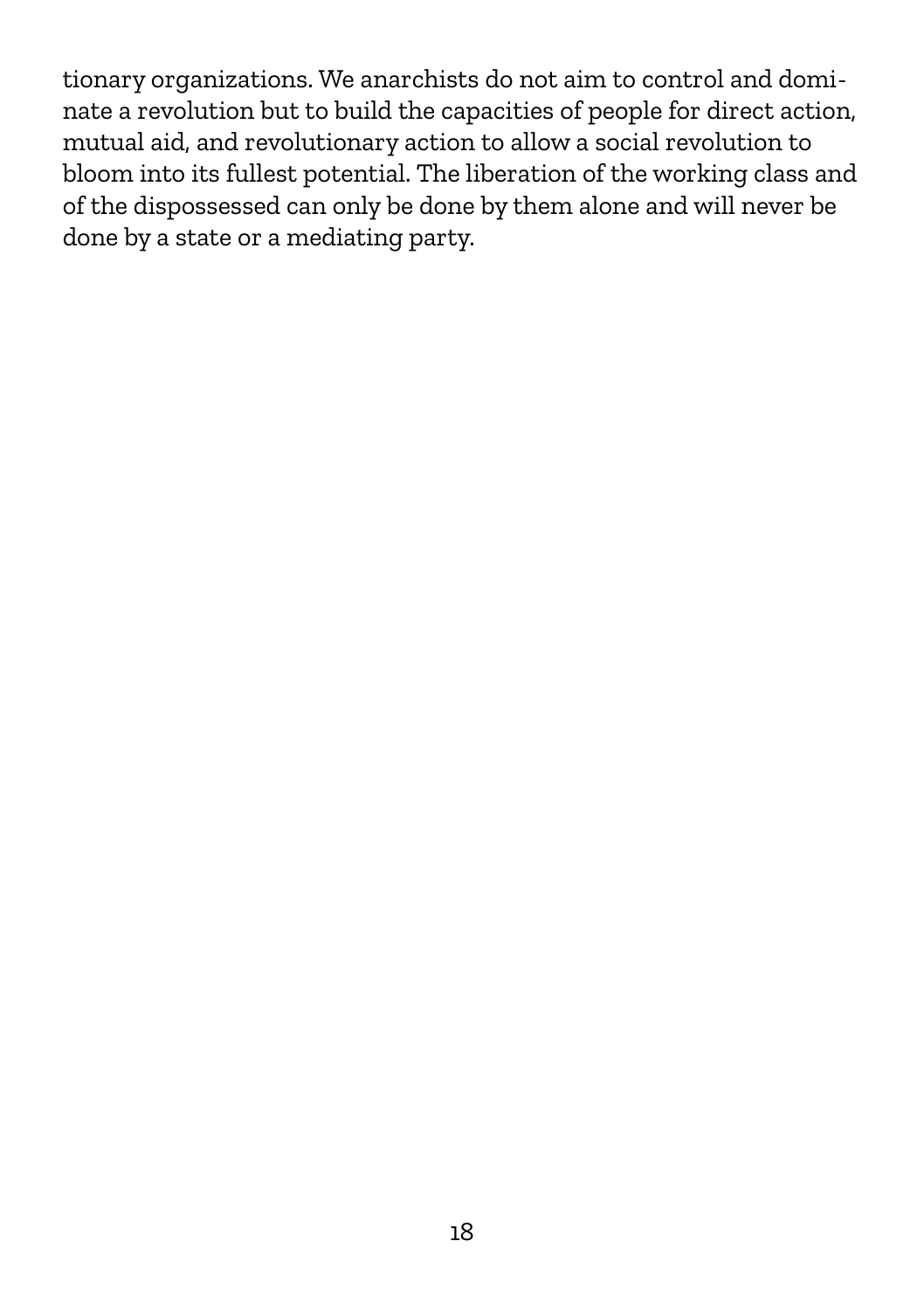tionary organizations. We anarchists do not aim to control and dominate a revolution but to build the capacities of people for direct action, mutual aid, and revolutionary action to allow a social revolution to bloom into its fullest potential. The liberation of the working class and of the dispossessed can only be done by them alone and will never be done by a state or a mediating party.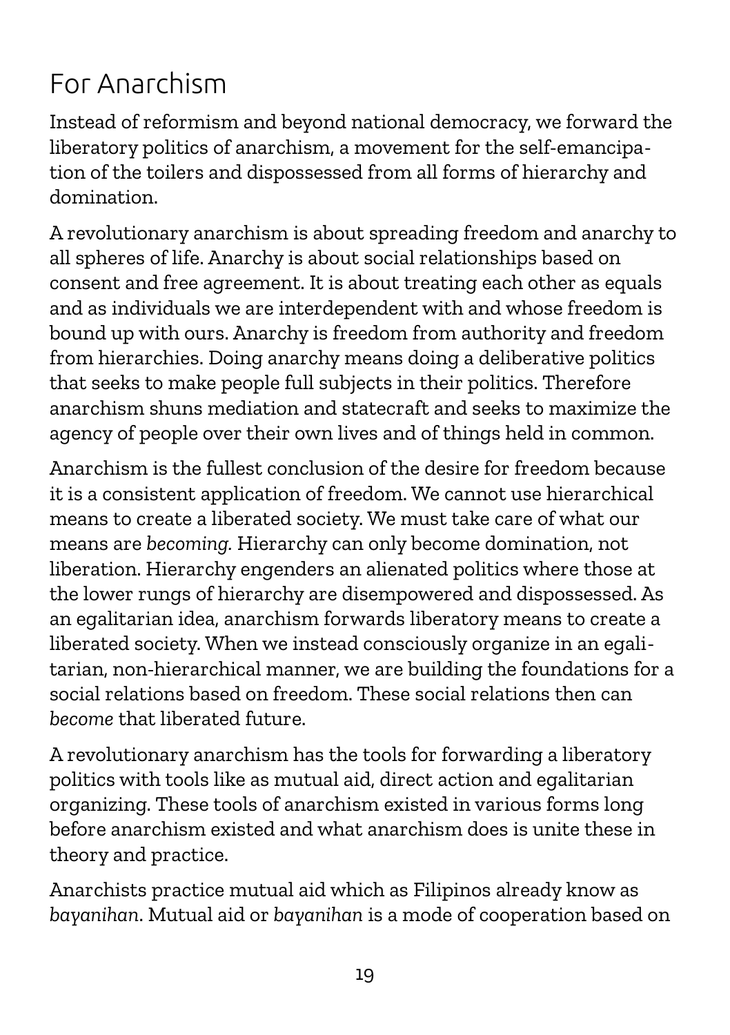# For Anarchism

Instead of reformism and beyond national democracy, we forward the liberatory politics of anarchism, a movement for the self-emancipation of the toilers and dispossessed from all forms of hierarchy and domination.

A revolutionary anarchism is about spreading freedom and anarchy to all spheres of life. Anarchy is about social relationships based on consent and free agreement. It is about treating each other as equals and as individuals we are interdependent with and whose freedom is bound up with ours. Anarchy is freedom from authority and freedom from hierarchies. Doing anarchy means doing a deliberative politics that seeks to make people full subjects in their politics. Therefore anarchism shuns mediation and statecraft and seeks to maximize the agency of people over their own lives and of things held in common.

Anarchism is the fullest conclusion of the desire for freedom because it is a consistent application of freedom. We cannot use hierarchical means to create a liberated society. We must take care of what our means are *becoming.* Hierarchy can only become domination, not liberation. Hierarchy engenders an alienated politics where those at the lower rungs of hierarchy are disempowered and dispossessed. As an egalitarian idea, anarchism forwards liberatory means to create a liberated society. When we instead consciously organize in an egalitarian, non-hierarchical manner, we are building the foundations for a social relations based on freedom. These social relations then can *become* that liberated future.

A revolutionary anarchism has the tools for forwarding a liberatory politics with tools like as mutual aid, direct action and egalitarian organizing. These tools of anarchism existed in various forms long before anarchism existed and what anarchism does is unite these in theory and practice.

Anarchists practice mutual aid which as Filipinos already know as *bayanihan*. Mutual aid or *bayanihan* is a mode of cooperation based on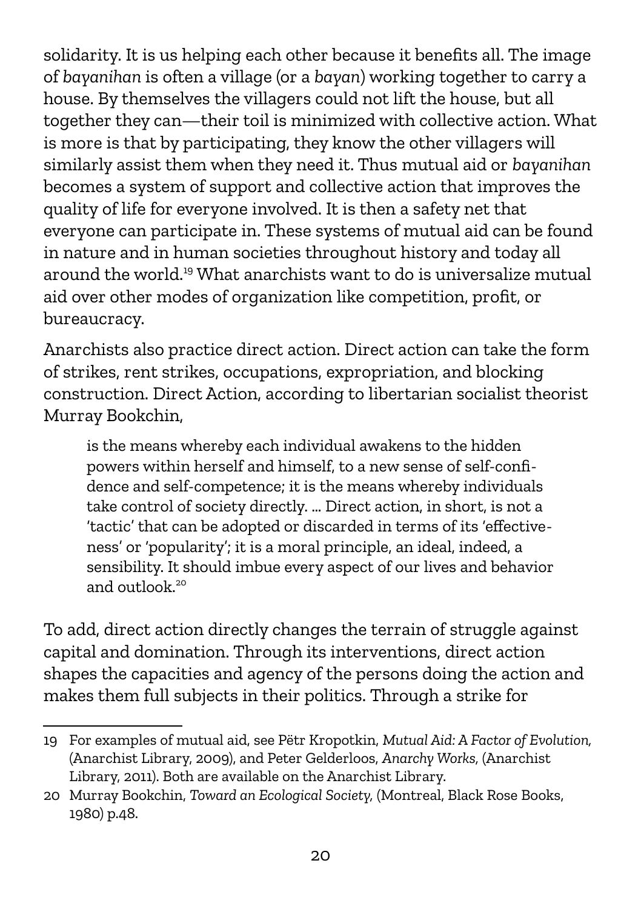solidarity. It is us helping each other because it benefits all. The image of *bayanihan* is often a village (or a *bayan*) working together to carry a house. By themselves the villagers could not lift the house, but all together they can—their toil is minimized with collective action. What is more is that by participating, they know the other villagers will similarly assist them when they need it. Thus mutual aid or *bayanihan* becomes a system of support and collective action that improves the quality of life for everyone involved. It is then a safety net that everyone can participate in. These systems of mutual aid can be found in nature and in human societies throughout history and today all around the world.[19] What anarchists want to do is universalize mutual aid over other modes of organization like competition, profit, or bureaucracy.

Anarchists also practice direct action. Direct action can take the form of strikes, rent strikes, occupations, expropriation, and blocking construction. Direct Action, according to libertarian socialist theorist Murray Bookchin,

> is the means whereby each individual awakens to the hidden powers within herself and himself, to a new sense of self-confidence and self-competence; it is the means whereby individuals take control of society directly. … Direct action, in short, is not a 'tactic' that can be adopted or discarded in terms of its 'effectiveness' or 'popularity'; it is a moral principle, an ideal, indeed, a sensibility. It should imbue every aspect of our lives and behavior and outlook.[20]

To add, direct action directly changes the terrain of struggle against capital and domination. Through its interventions, direct action shapes the capacities and agency of the persons doing the action and makes them full subjects in their politics. Through a strike for

---

19 For examples of mutual aid, see Pëtr Kropotkin, *Mutual Aid: A Factor of Evolution,* (Anarchist Library, 2009), and Peter Gelderloos, *Anarchy Works,* (Anarchist Library, 2011). Both are available on the Anarchist Library.

20 Murray Bookchin, *Toward an Ecological Society,* (Montreal, Black Rose Books, 1980) p.48.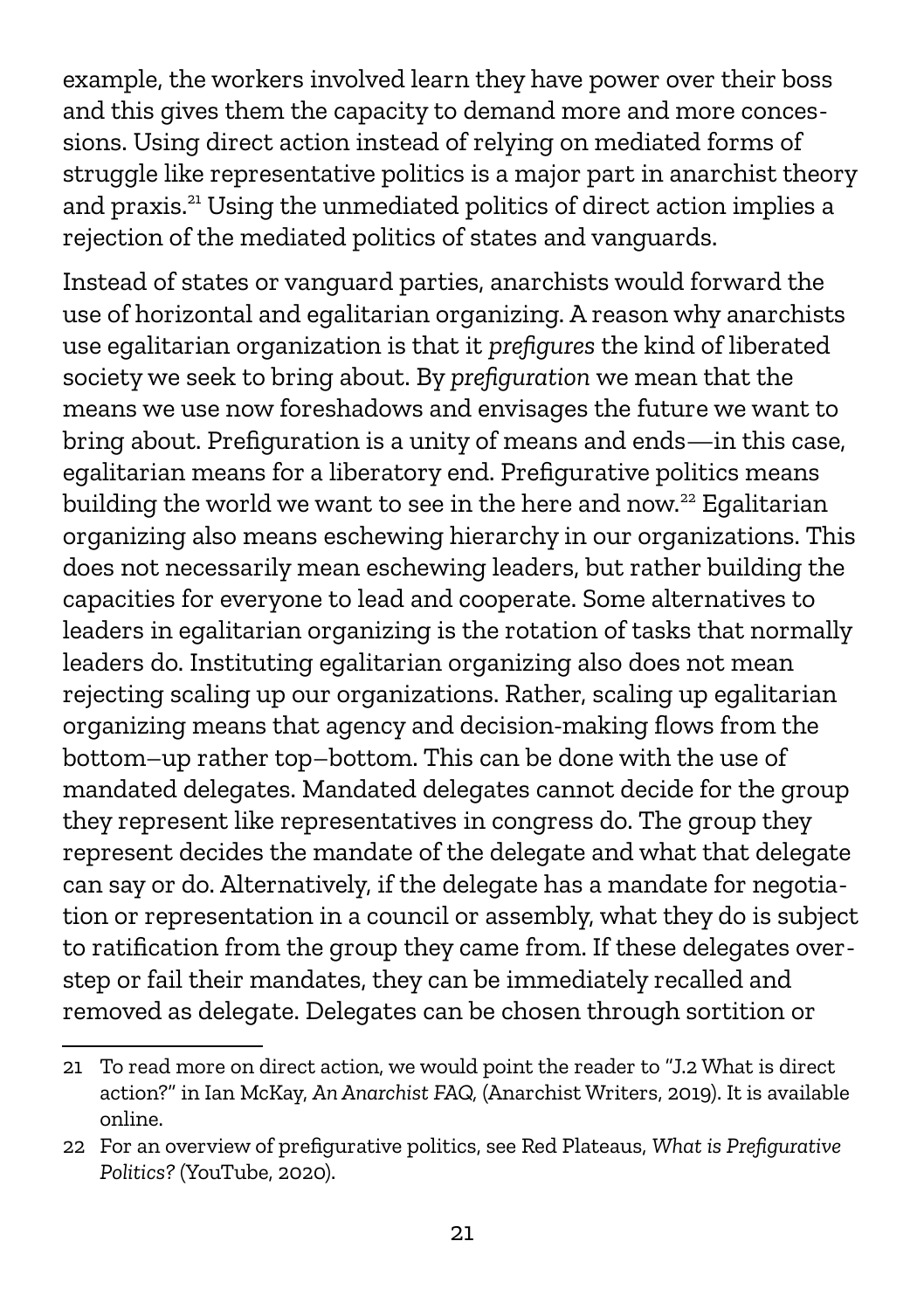example, the workers involved learn they have power over their boss and this gives them the capacity to demand more and more concessions. Using direct action instead of relying on mediated forms of struggle like representative politics is a major part in anarchist theory and praxis.[21] Using the unmediated politics of direct action implies a rejection of the mediated politics of states and vanguards.

Instead of states or vanguard parties, anarchists would forward the use of horizontal and egalitarian organizing. A reason why anarchists use egalitarian organization is that it *prefigures* the kind of liberated society we seek to bring about. By *prefiguration* we mean that the means we use now foreshadows and envisages the future we want to bring about. Prefiguration is a unity of means and ends—in this case, egalitarian means for a liberatory end. Prefigurative politics means building the world we want to see in the here and now.[22] Egalitarian organizing also means eschewing hierarchy in our organizations. This does not necessarily mean eschewing leaders, but rather building the capacities for everyone to lead and cooperate. Some alternatives to leaders in egalitarian organizing is the rotation of tasks that normally leaders do. Instituting egalitarian organizing also does not mean rejecting scaling up our organizations. Rather, scaling up egalitarian organizing means that agency and decision-making flows from the bottom–up rather top–bottom. This can be done with the use of mandated delegates. Mandated delegates cannot decide for the group they represent like representatives in congress do. The group they represent decides the mandate of the delegate and what that delegate can say or do. Alternatively, if the delegate has a mandate for negotiation or representation in a council or assembly, what they do is subject to ratification from the group they came from. If these delegates overstep or fail their mandates, they can be immediately recalled and removed as delegate. Delegates can be chosen through sortition or

---

21 To read more on direct action, we would point the reader to "J.2 What is direct action?" in Ian McKay, *An Anarchist FAQ*, (Anarchist Writers, 2019). It is available online.

22 For an overview of prefigurative politics, see Red Plateaus, *What is Prefigurative Politics?* (YouTube, 2020).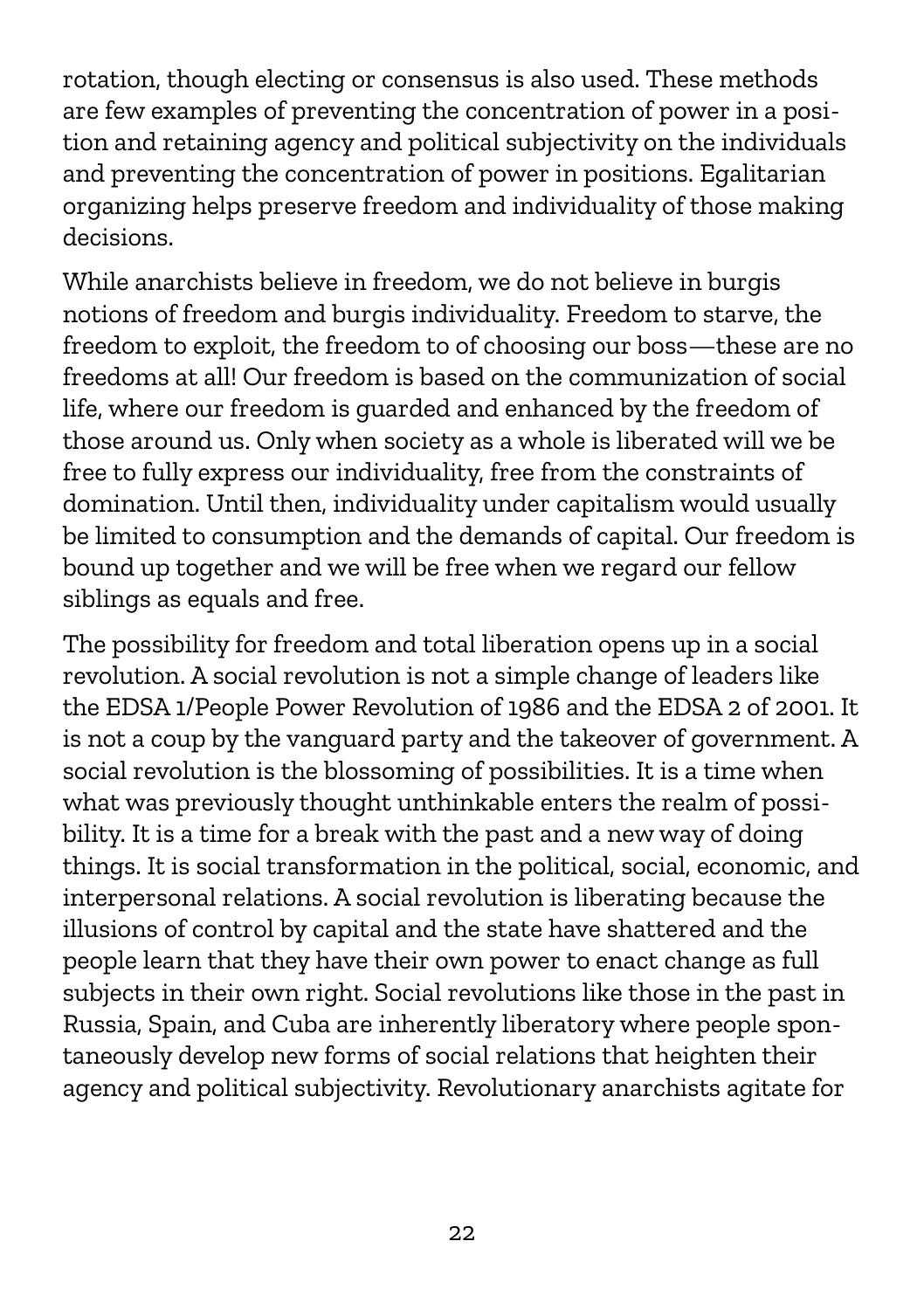rotation, though electing or consensus is also used. These methods are few examples of preventing the concentration of power in a position and retaining agency and political subjectivity on the individuals and preventing the concentration of power in positions. Egalitarian organizing helps preserve freedom and individuality of those making decisions.

While anarchists believe in freedom, we do not believe in burgis notions of freedom and burgis individuality. Freedom to starve, the freedom to exploit, the freedom to of choosing our boss—these are no freedoms at all! Our freedom is based on the communization of social life, where our freedom is guarded and enhanced by the freedom of those around us. Only when society as a whole is liberated will we be free to fully express our individuality, free from the constraints of domination. Until then, individuality under capitalism would usually be limited to consumption and the demands of capital. Our freedom is bound up together and we will be free when we regard our fellow siblings as equals and free.

The possibility for freedom and total liberation opens up in a social revolution. A social revolution is not a simple change of leaders like the EDSA 1/People Power Revolution of 1986 and the EDSA 2 of 2001. It is not a coup by the vanguard party and the takeover of government. A social revolution is the blossoming of possibilities. It is a time when what was previously thought unthinkable enters the realm of possibility. It is a time for a break with the past and a new way of doing things. It is social transformation in the political, social, economic, and interpersonal relations. A social revolution is liberating because the illusions of control by capital and the state have shattered and the people learn that they have their own power to enact change as full subjects in their own right. Social revolutions like those in the past in Russia, Spain, and Cuba are inherently liberatory where people spontaneously develop new forms of social relations that heighten their agency and political subjectivity. Revolutionary anarchists agitate for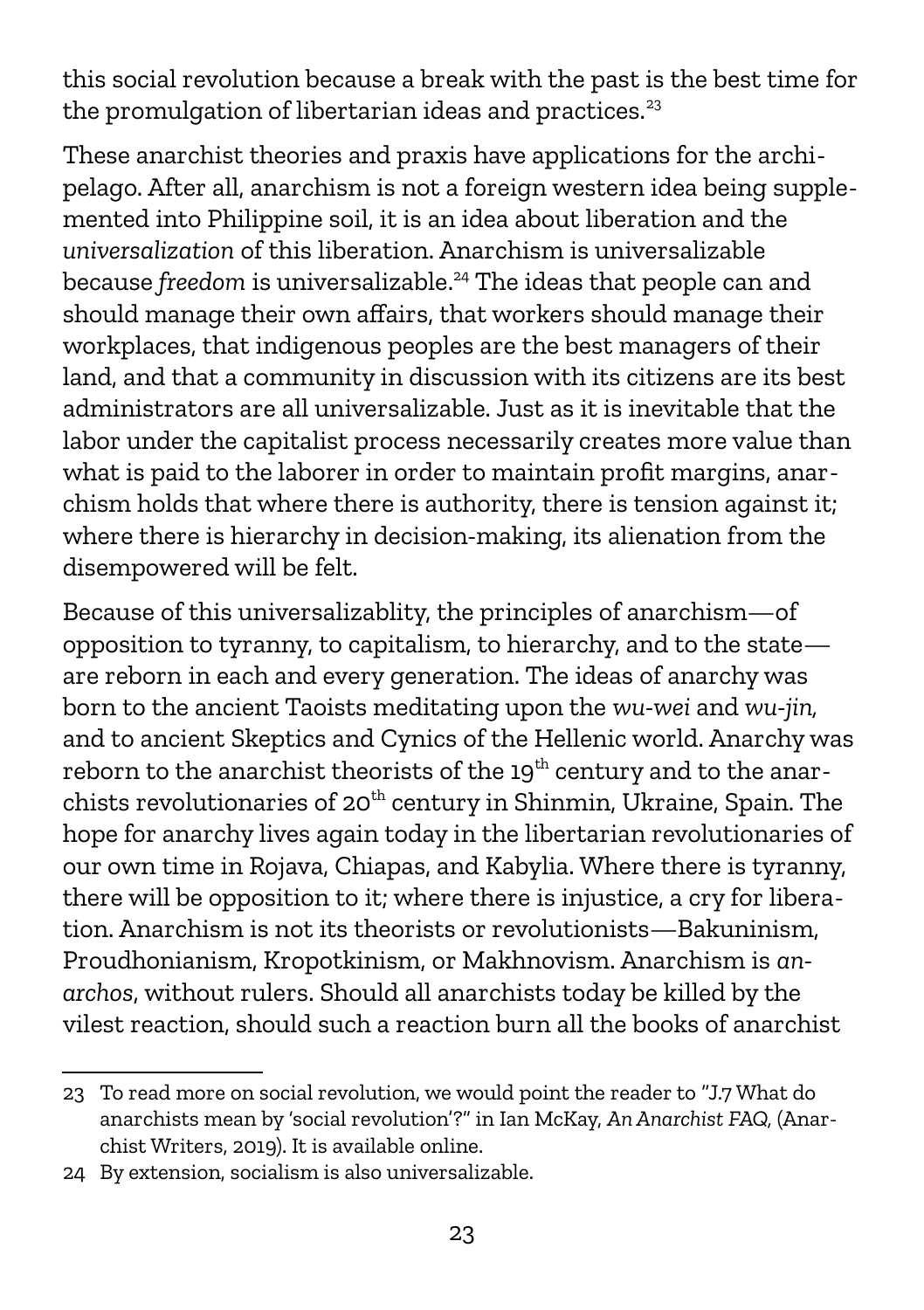this social revolution because a break with the past is the best time for the promulgation of libertarian ideas and practices.[23]

These anarchist theories and praxis have applications for the archipelago. After all, anarchism is not a foreign western idea being supplemented into Philippine soil, it is an idea about liberation and the *universalization* of this liberation. Anarchism is universalizable because *freedom* is universalizable.[24] The ideas that people can and should manage their own affairs, that workers should manage their workplaces, that indigenous peoples are the best managers of their land, and that a community in discussion with its citizens are its best administrators are all universalizable. Just as it is inevitable that the labor under the capitalist process necessarily creates more value than what is paid to the laborer in order to maintain profit margins, anarchism holds that where there is authority, there is tension against it; where there is hierarchy in decision-making, its alienation from the disempowered will be felt.

Because of this universalizablity, the principles of anarchism—of opposition to tyranny, to capitalism, to hierarchy, and to the state—are reborn in each and every generation. The ideas of anarchy was born to the ancient Taoists meditating upon the *wu-wei* and *wu-jin*, and to ancient Skeptics and Cynics of the Hellenic world. Anarchy was reborn to the anarchist theorists of the 19th century and to the anarchists revolutionaries of 20th century in Shinmin, Ukraine, Spain. The hope for anarchy lives again today in the libertarian revolutionaries of our own time in Rojava, Chiapas, and Kabylia. Where there is tyranny, there will be opposition to it; where there is injustice, a cry for liberation. Anarchism is not its theorists or revolutionists—Bakuninism, Proudhonianism, Kropotkinism, or Makhnovism. Anarchism is *anarchos*, without rulers. Should all anarchists today be killed by the vilest reaction, should such a reaction burn all the books of anarchist

---

23 To read more on social revolution, we would point the reader to "J.7 What do anarchists mean by 'social revolution'?" in Ian McKay, *An Anarchist FAQ*, (Anarchist Writers, 2019). It is available online.

24 By extension, socialism is also universalizable.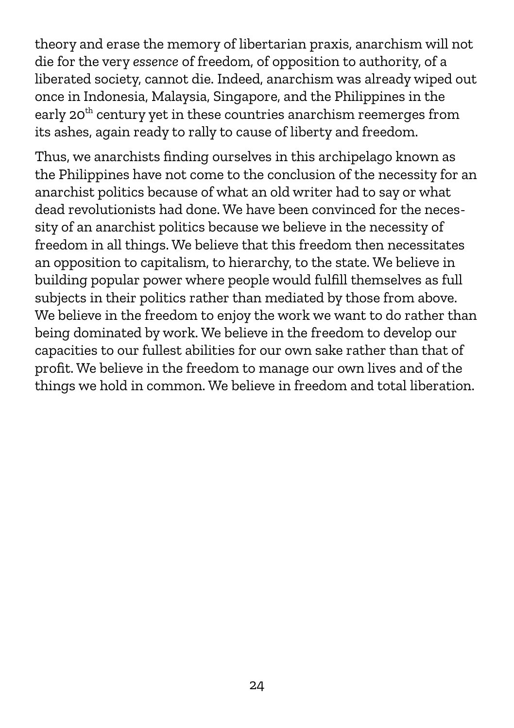theory and erase the memory of libertarian praxis, anarchism will not die for the very *essence* of freedom, of opposition to authority, of a liberated society, cannot die. Indeed, anarchism was already wiped out once in Indonesia, Malaysia, Singapore, and the Philippines in the early 20th century yet in these countries anarchism reemerges from its ashes, again ready to rally to cause of liberty and freedom.

Thus, we anarchists finding ourselves in this archipelago known as the Philippines have not come to the conclusion of the necessity for an anarchist politics because of what an old writer had to say or what dead revolutionists had done. We have been convinced for the necessity of an anarchist politics because we believe in the necessity of freedom in all things. We believe that this freedom then necessitates an opposition to capitalism, to hierarchy, to the state. We believe in building popular power where people would fulfill themselves as full subjects in their politics rather than mediated by those from above. We believe in the freedom to enjoy the work we want to do rather than being dominated by work. We believe in the freedom to develop our capacities to our fullest abilities for our own sake rather than that of profit. We believe in the freedom to manage our own lives and of the things we hold in common. We believe in freedom and total liberation.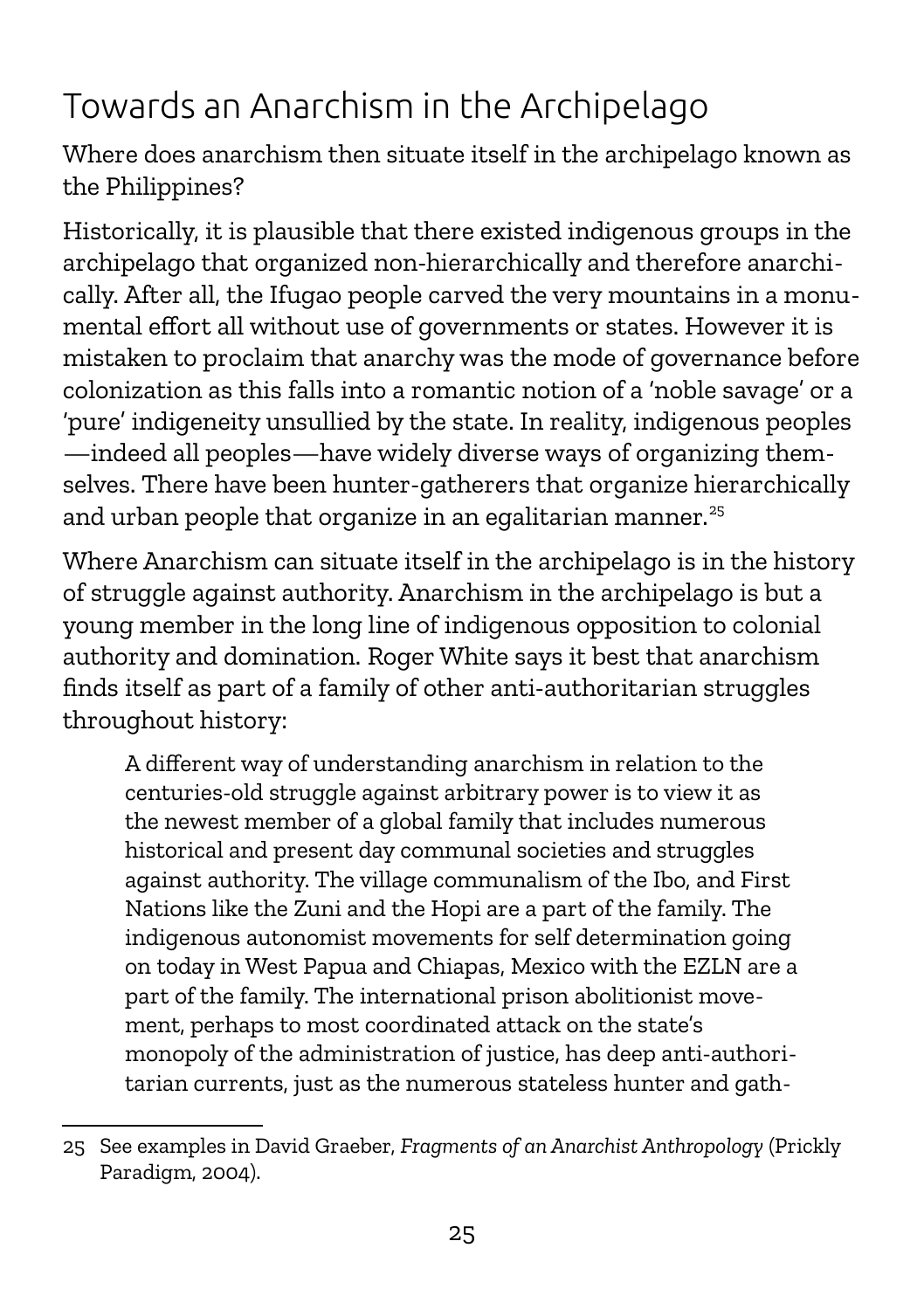## Towards an Anarchism in the Archipelago

Where does anarchism then situate itself in the archipelago known as the Philippines?

Historically, it is plausible that there existed indigenous groups in the archipelago that organized non-hierarchically and therefore anarchically. After all, the Ifugao people carved the very mountains in a monumental effort all without use of governments or states. However it is mistaken to proclaim that anarchy was the mode of governance before colonization as this falls into a romantic notion of a 'noble savage' or a 'pure' indigeneity unsullied by the state. In reality, indigenous peoples —indeed all peoples—have widely diverse ways of organizing themselves. There have been hunter-gatherers that organize hierarchically and urban people that organize in an egalitarian manner.[25]

Where Anarchism can situate itself in the archipelago is in the history of struggle against authority. Anarchism in the archipelago is but a young member in the long line of indigenous opposition to colonial authority and domination. Roger White says it best that anarchism finds itself as part of a family of other anti-authoritarian struggles throughout history:

> A different way of understanding anarchism in relation to the centuries-old struggle against arbitrary power is to view it as the newest member of a global family that includes numerous historical and present day communal societies and struggles against authority. The village communalism of the Ibo, and First Nations like the Zuni and the Hopi are a part of the family. The indigenous autonomist movements for self determination going on today in West Papua and Chiapas, Mexico with the EZLN are a part of the family. The international prison abolitionist movement, perhaps to most coordinated attack on the state's monopoly of the administration of justice, has deep anti-authoritarian currents, just as the numerous stateless hunter and gath-

---

25 See examples in David Graeber, *Fragments of an Anarchist Anthropology* (Prickly Paradigm, 2004).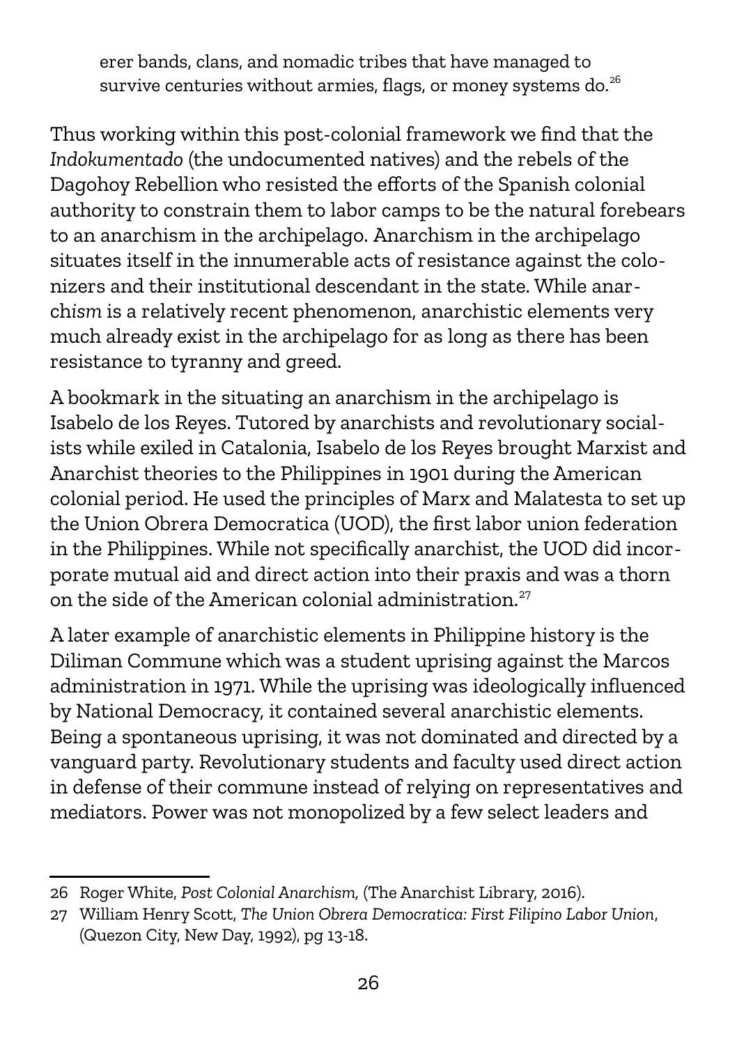erer bands, clans, and nomadic tribes that have managed to survive centuries without armies, flags, or money systems do.[26]

Thus working within this post-colonial framework we find that the *Indokumentado* (the undocumented natives) and the rebels of the Dagohoy Rebellion who resisted the efforts of the Spanish colonial authority to constrain them to labor camps to be the natural forebears to an anarchism in the archipelago. Anarchism in the archipelago situates itself in the innumerable acts of resistance against the colonizers and their institutional descendant in the state. While anarch*ism* is a relatively recent phenomenon, anarchistic elements very much already exist in the archipelago for as long as there has been resistance to tyranny and greed.

A bookmark in the situating an anarchism in the archipelago is Isabelo de los Reyes. Tutored by anarchists and revolutionary socialists while exiled in Catalonia, Isabelo de los Reyes brought Marxist and Anarchist theories to the Philippines in 1901 during the American colonial period. He used the principles of Marx and Malatesta to set up the Union Obrera Democratica (UOD), the first labor union federation in the Philippines. While not specifically anarchist, the UOD did incorporate mutual aid and direct action into their praxis and was a thorn on the side of the American colonial administration.[27]

A later example of anarchistic elements in Philippine history is the Diliman Commune which was a student uprising against the Marcos administration in 1971. While the uprising was ideologically influenced by National Democracy, it contained several anarchistic elements. Being a spontaneous uprising, it was not dominated and directed by a vanguard party. Revolutionary students and faculty used direct action in defense of their commune instead of relying on representatives and mediators. Power was not monopolized by a few select leaders and

---

26 Roger White, *Post Colonial Anarchism*, (The Anarchist Library, 2016).

27 William Henry Scott, *The Union Obrera Democratica: First Filipino Labor Union*, (Quezon City, New Day, 1992), pg 13-18.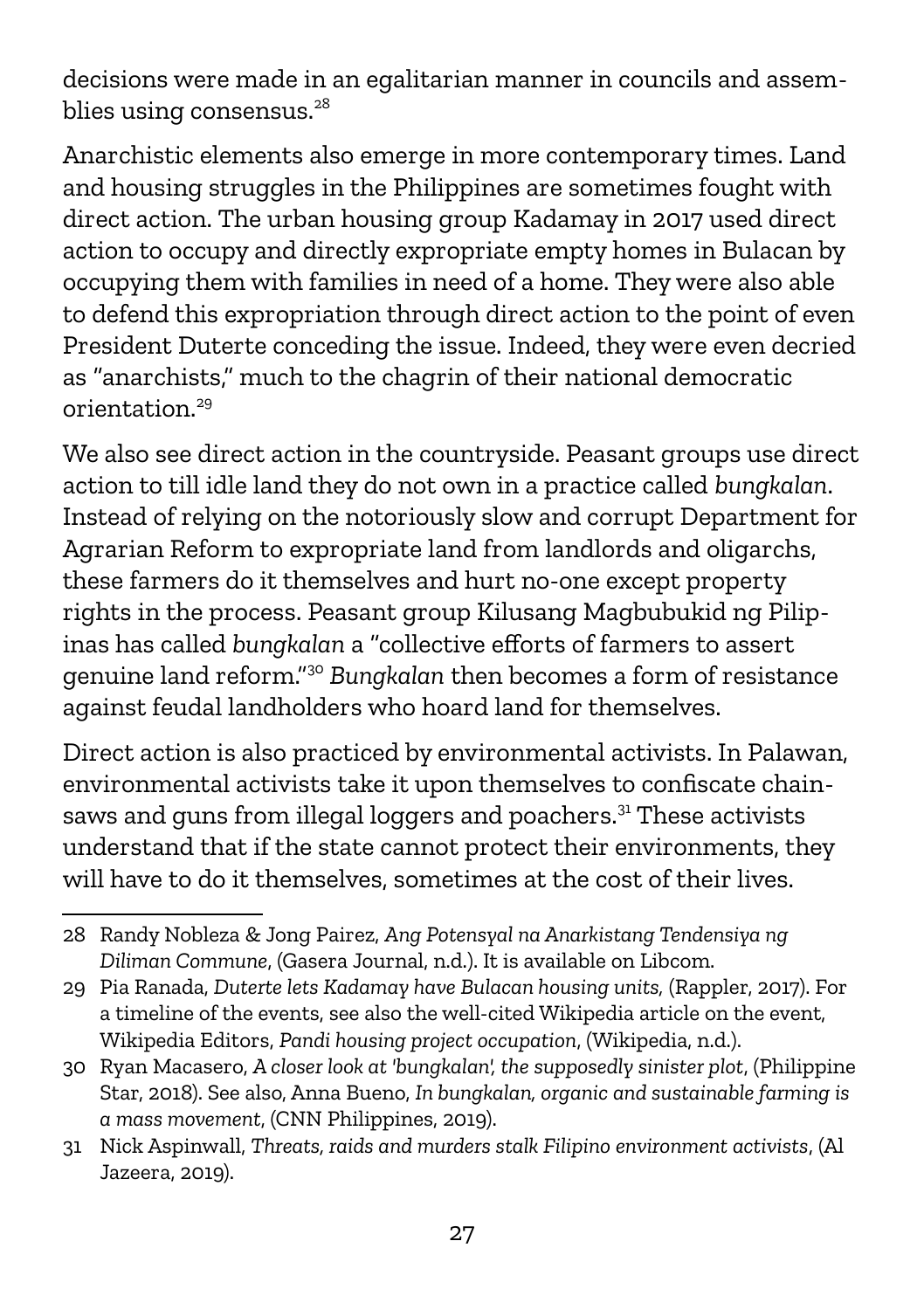decisions were made in an egalitarian manner in councils and assemblies using consensus.[28]

Anarchistic elements also emerge in more contemporary times. Land and housing struggles in the Philippines are sometimes fought with direct action. The urban housing group Kadamay in 2017 used direct action to occupy and directly expropriate empty homes in Bulacan by occupying them with families in need of a home. They were also able to defend this expropriation through direct action to the point of even President Duterte conceding the issue. Indeed, they were even decried as "anarchists," much to the chagrin of their national democratic orientation.[29]

We also see direct action in the countryside. Peasant groups use direct action to till idle land they do not own in a practice called *bungkalan*. Instead of relying on the notoriously slow and corrupt Department for Agrarian Reform to expropriate land from landlords and oligarchs, these farmers do it themselves and hurt no-one except property rights in the process. Peasant group Kilusang Magbubukid ng Pilipinas has called *bungkalan* a "collective efforts of farmers to assert genuine land reform."[30] *Bungkalan* then becomes a form of resistance against feudal landholders who hoard land for themselves.

Direct action is also practiced by environmental activists. In Palawan, environmental activists take it upon themselves to confiscate chainsaws and guns from illegal loggers and poachers.[31] These activists understand that if the state cannot protect their environments, they will have to do it themselves, sometimes at the cost of their lives.

---

28 Randy Nobleza & Jong Pairez, *Ang Potensyal na Anarkistang Tendensiya ng Diliman Commune*, (Gasera Journal, n.d.). It is available on Libcom.

29 Pia Ranada, *Duterte lets Kadamay have Bulacan housing units,* (Rappler, 2017). For a timeline of the events, see also the well-cited Wikipedia article on the event, Wikipedia Editors, *Pandi housing project occupation*, (Wikipedia, n.d.).

30 Ryan Macasero, *A closer look at 'bungkalan', the supposedly sinister plot*, (Philippine Star, 2018). See also, Anna Bueno, *In bungkalan, organic and sustainable farming is a mass movement*, (CNN Philippines, 2019).

31 Nick Aspinwall, *Threats, raids and murders stalk Filipino environment activists*, (Al Jazeera, 2019).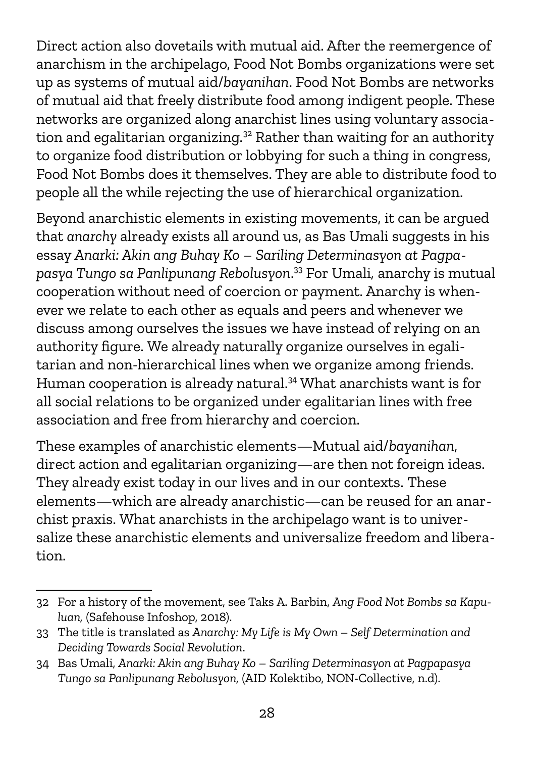Direct action also dovetails with mutual aid. After the reemergence of anarchism in the archipelago, Food Not Bombs organizations were set up as systems of mutual aid/*bayanihan*. Food Not Bombs are networks of mutual aid that freely distribute food among indigent people. These networks are organized along anarchist lines using voluntary association and egalitarian organizing.[32] Rather than waiting for an authority to organize food distribution or lobbying for such a thing in congress, Food Not Bombs does it themselves. They are able to distribute food to people all the while rejecting the use of hierarchical organization.

Beyond anarchistic elements in existing movements, it can be argued that *anarchy* already exists all around us, as Bas Umali suggests in his essay *Anarki: Akin ang Buhay Ko – Sariling Determinasyon at Pagpapasya Tungo sa Panlipunang Rebolusyon*.[33] For Umali, anarchy is mutual cooperation without need of coercion or payment. Anarchy is whenever we relate to each other as equals and peers and whenever we discuss among ourselves the issues we have instead of relying on an authority figure. We already naturally organize ourselves in egalitarian and non-hierarchical lines when we organize among friends. Human cooperation is already natural.[34] What anarchists want is for all social relations to be organized under egalitarian lines with free association and free from hierarchy and coercion.

These examples of anarchistic elements—Mutual aid/*bayanihan*, direct action and egalitarian organizing—are then not foreign ideas. They already exist today in our lives and in our contexts. These elements—which are already anarchistic—can be reused for an anarchist praxis. What anarchists in the archipelago want is to universalize these anarchistic elements and universalize freedom and liberation.

---

32 For a history of the movement, see Taks A. Barbin, *Ang Food Not Bombs sa Kapuluan,* (Safehouse Infoshop, 2018).

33 The title is translated as *Anarchy: My Life is My Own – Self Determination and Deciding Towards Social Revolution.*

34 Bas Umali, *Anarki: Akin ang Buhay Ko – Sariling Determinasyon at Pagpapasya Tungo sa Panlipunang Rebolusyon,* (AID Kolektibo, NON-Collective, n.d).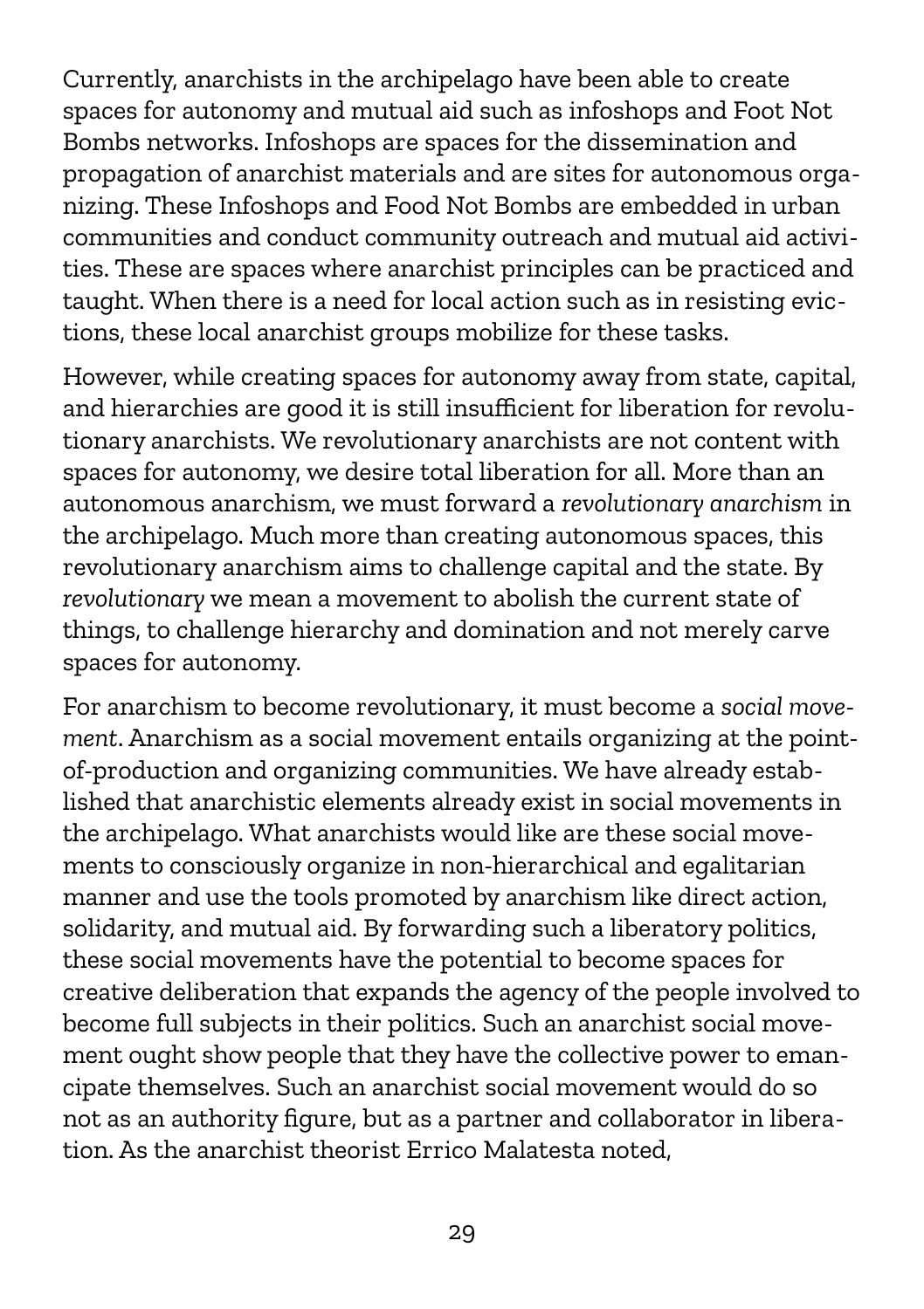Currently, anarchists in the archipelago have been able to create spaces for autonomy and mutual aid such as infoshops and Foot Not Bombs networks. Infoshops are spaces for the dissemination and propagation of anarchist materials and are sites for autonomous organizing. These Infoshops and Food Not Bombs are embedded in urban communities and conduct community outreach and mutual aid activities. These are spaces where anarchist principles can be practiced and taught. When there is a need for local action such as in resisting evictions, these local anarchist groups mobilize for these tasks.

However, while creating spaces for autonomy away from state, capital, and hierarchies are good it is still insufficient for liberation for revolutionary anarchists. We revolutionary anarchists are not content with spaces for autonomy, we desire total liberation for all. More than an autonomous anarchism, we must forward a *revolutionary anarchism* in the archipelago. Much more than creating autonomous spaces, this revolutionary anarchism aims to challenge capital and the state. By *revolutionary* we mean a movement to abolish the current state of things, to challenge hierarchy and domination and not merely carve spaces for autonomy.

For anarchism to become revolutionary, it must become a *social movement*. Anarchism as a social movement entails organizing at the point-of-production and organizing communities. We have already established that anarchistic elements already exist in social movements in the archipelago. What anarchists would like are these social movements to consciously organize in non-hierarchical and egalitarian manner and use the tools promoted by anarchism like direct action, solidarity, and mutual aid. By forwarding such a liberatory politics, these social movements have the potential to become spaces for creative deliberation that expands the agency of the people involved to become full subjects in their politics. Such an anarchist social movement ought show people that they have the collective power to emancipate themselves. Such an anarchist social movement would do so not as an authority figure, but as a partner and collaborator in liberation. As the anarchist theorist Errico Malatesta noted,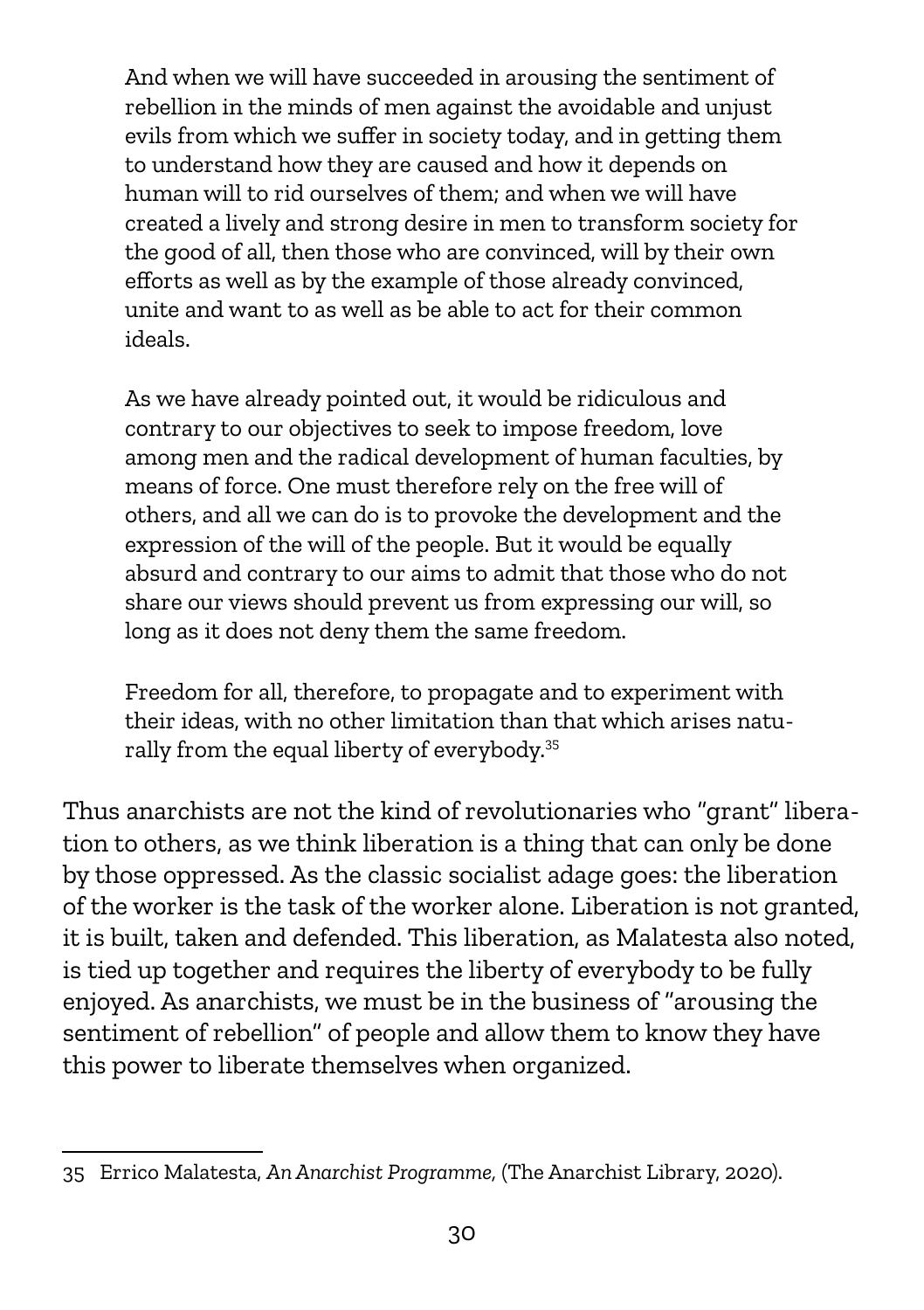> And when we will have succeeded in arousing the sentiment of rebellion in the minds of men against the avoidable and unjust evils from which we suffer in society today, and in getting them to understand how they are caused and how it depends on human will to rid ourselves of them; and when we will have created a lively and strong desire in men to transform society for the good of all, then those who are convinced, will by their own efforts as well as by the example of those already convinced, unite and want to as well as be able to act for their common ideals.
>
> As we have already pointed out, it would be ridiculous and contrary to our objectives to seek to impose freedom, love among men and the radical development of human faculties, by means of force. One must therefore rely on the free will of others, and all we can do is to provoke the development and the expression of the will of the people. But it would be equally absurd and contrary to our aims to admit that those who do not share our views should prevent us from expressing our will, so long as it does not deny them the same freedom.
>
> Freedom for all, therefore, to propagate and to experiment with their ideas, with no other limitation than that which arises naturally from the equal liberty of everybody.[35]

Thus anarchists are not the kind of revolutionaries who "grant" liberation to others, as we think liberation is a thing that can only be done by those oppressed. As the classic socialist adage goes: the liberation of the worker is the task of the worker alone. Liberation is not granted, it is built, taken and defended. This liberation, as Malatesta also noted, is tied up together and requires the liberty of everybody to be fully enjoyed. As anarchists, we must be in the business of "arousing the sentiment of rebellion" of people and allow them to know they have this power to liberate themselves when organized.

---

35 Errico Malatesta, *An Anarchist Programme*, (The Anarchist Library, 2020).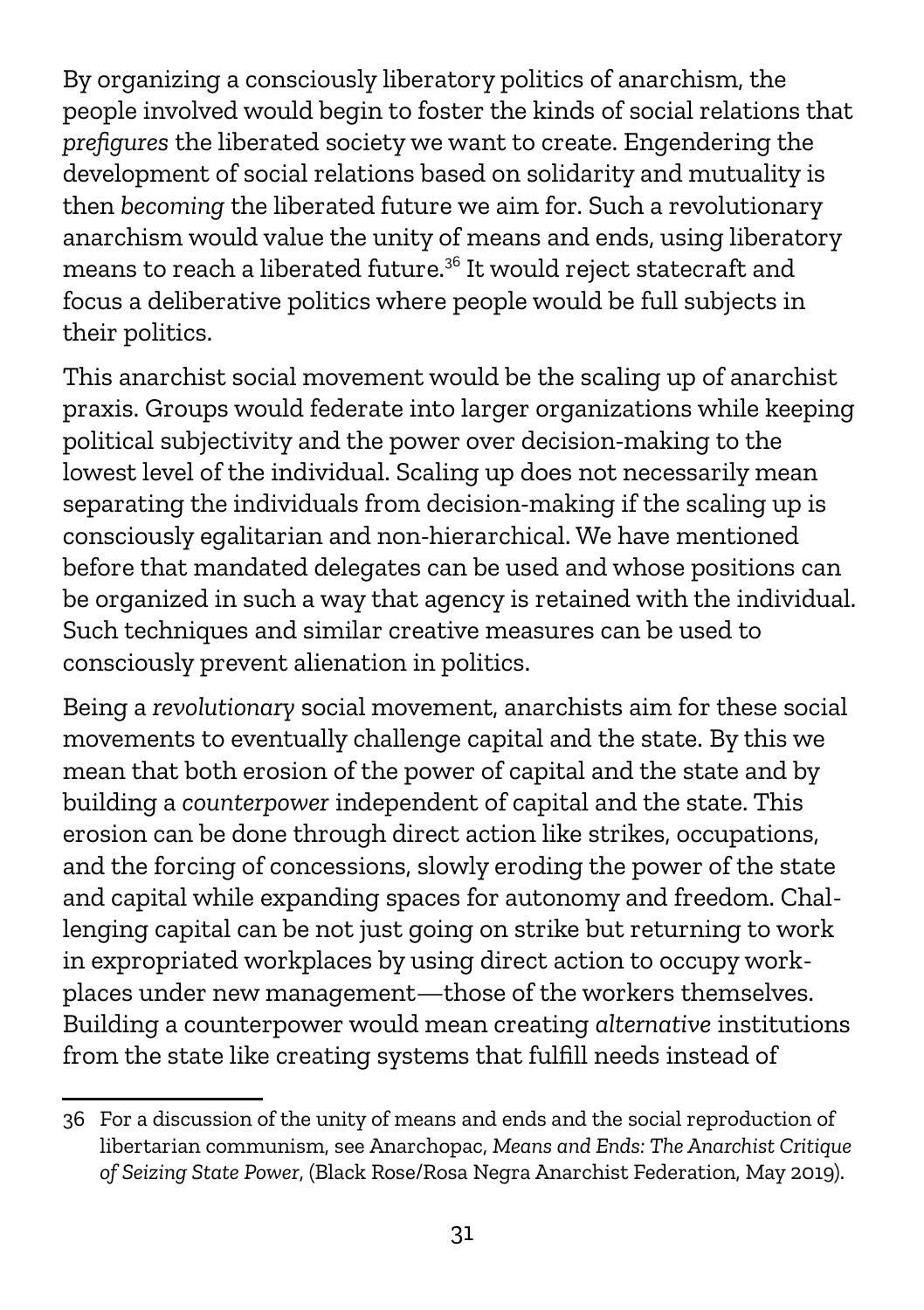By organizing a consciously liberatory politics of anarchism, the people involved would begin to foster the kinds of social relations that *prefigures* the liberated society we want to create. Engendering the development of social relations based on solidarity and mutuality is then *becoming* the liberated future we aim for. Such a revolutionary anarchism would value the unity of means and ends, using liberatory means to reach a liberated future.[36] It would reject statecraft and focus a deliberative politics where people would be full subjects in their politics.

This anarchist social movement would be the scaling up of anarchist praxis. Groups would federate into larger organizations while keeping political subjectivity and the power over decision-making to the lowest level of the individual. Scaling up does not necessarily mean separating the individuals from decision-making if the scaling up is consciously egalitarian and non-hierarchical. We have mentioned before that mandated delegates can be used and whose positions can be organized in such a way that agency is retained with the individual. Such techniques and similar creative measures can be used to consciously prevent alienation in politics.

Being a *revolutionary* social movement, anarchists aim for these social movements to eventually challenge capital and the state. By this we mean that both erosion of the power of capital and the state and by building a *counterpower* independent of capital and the state. This erosion can be done through direct action like strikes, occupations, and the forcing of concessions, slowly eroding the power of the state and capital while expanding spaces for autonomy and freedom. Challenging capital can be not just going on strike but returning to work in expropriated workplaces by using direct action to occupy workplaces under new management—those of the workers themselves. Building a counterpower would mean creating *alternative* institutions from the state like creating systems that fulfill needs instead of

---

36 For a discussion of the unity of means and ends and the social reproduction of libertarian communism, see Anarchopac, *Means and Ends: The Anarchist Critique of Seizing State Power*, (Black Rose/Rosa Negra Anarchist Federation, May 2019).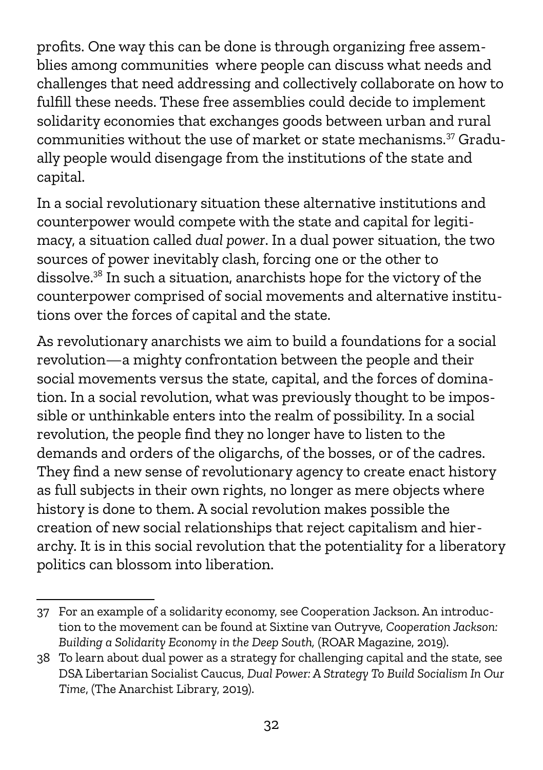profits. One way this can be done is through organizing free assemblies among communities where people can discuss what needs and challenges that need addressing and collectively collaborate on how to fulfill these needs. These free assemblies could decide to implement solidarity economies that exchanges goods between urban and rural communities without the use of market or state mechanisms.[37] Gradually people would disengage from the institutions of the state and capital.

In a social revolutionary situation these alternative institutions and counterpower would compete with the state and capital for legitimacy, a situation called *dual power*. In a dual power situation, the two sources of power inevitably clash, forcing one or the other to dissolve.[38] In such a situation, anarchists hope for the victory of the counterpower comprised of social movements and alternative institutions over the forces of capital and the state.

As revolutionary anarchists we aim to build a foundations for a social revolution—a mighty confrontation between the people and their social movements versus the state, capital, and the forces of domination. In a social revolution, what was previously thought to be impossible or unthinkable enters into the realm of possibility. In a social revolution, the people find they no longer have to listen to the demands and orders of the oligarchs, of the bosses, or of the cadres. They find a new sense of revolutionary agency to create enact history as full subjects in their own rights, no longer as mere objects where history is done to them. A social revolution makes possible the creation of new social relationships that reject capitalism and hierarchy. It is in this social revolution that the potentiality for a liberatory politics can blossom into liberation.

---

37 For an example of a solidarity economy, see Cooperation Jackson. An introduction to the movement can be found at Sixtine van Outryve, *Cooperation Jackson: Building a Solidarity Economy in the Deep South,* (ROAR Magazine, 2019).

38 To learn about dual power as a strategy for challenging capital and the state, see DSA Libertarian Socialist Caucus, *Dual Power: A Strategy To Build Socialism In Our Time*, (The Anarchist Library, 2019).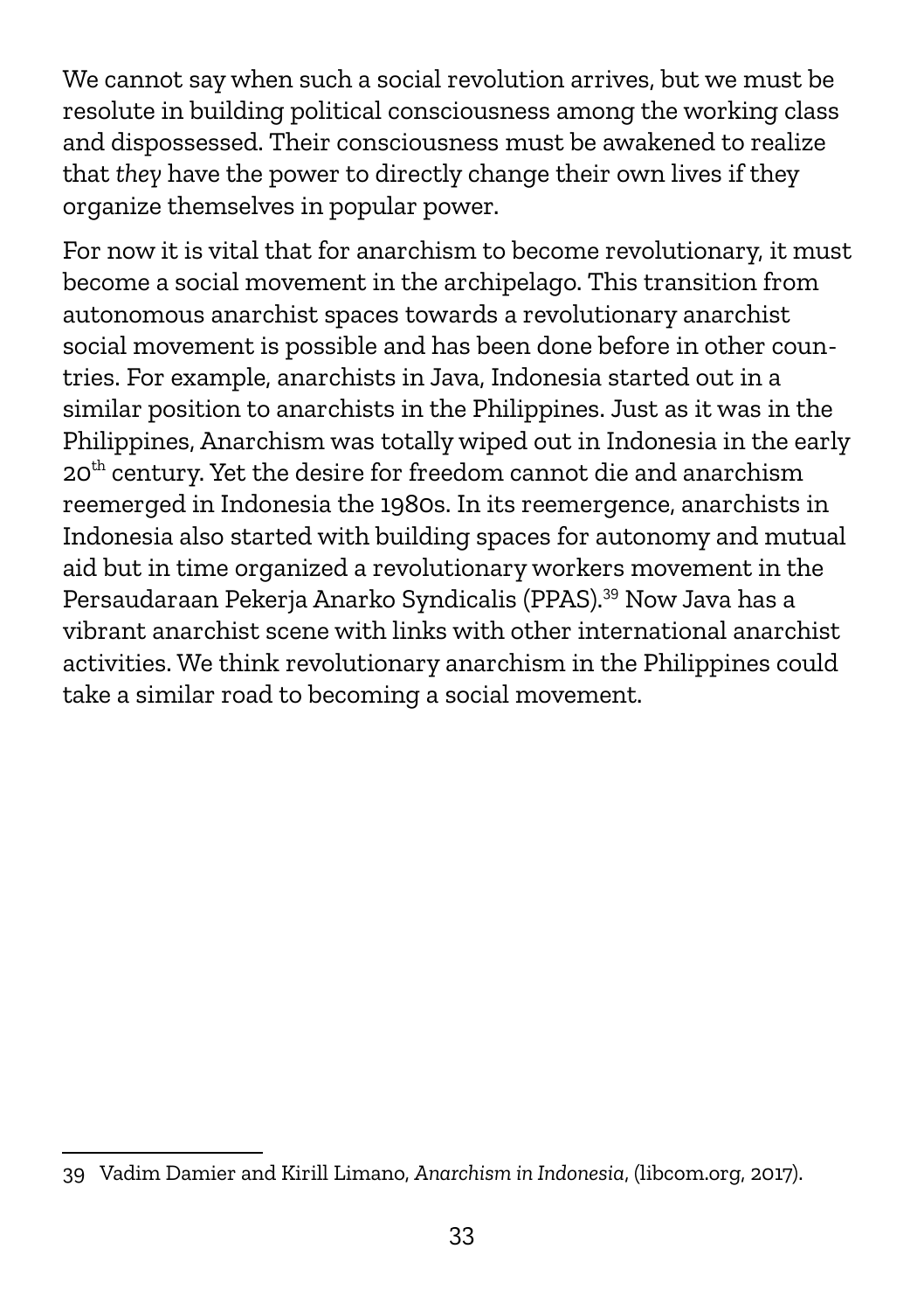We cannot say when such a social revolution arrives, but we must be resolute in building political consciousness among the working class and dispossessed. Their consciousness must be awakened to realize that *they* have the power to directly change their own lives if they organize themselves in popular power.

For now it is vital that for anarchism to become revolutionary, it must become a social movement in the archipelago. This transition from autonomous anarchist spaces towards a revolutionary anarchist social movement is possible and has been done before in other countries. For example, anarchists in Java, Indonesia started out in a similar position to anarchists in the Philippines. Just as it was in the Philippines, Anarchism was totally wiped out in Indonesia in the early 20th century. Yet the desire for freedom cannot die and anarchism reemerged in Indonesia the 1980s. In its reemergence, anarchists in Indonesia also started with building spaces for autonomy and mutual aid but in time organized a revolutionary workers movement in the Persaudaraan Pekerja Anarko Syndicalis (PPAS).[39] Now Java has a vibrant anarchist scene with links with other international anarchist activities. We think revolutionary anarchism in the Philippines could take a similar road to becoming a social movement.

---

39 Vadim Damier and Kirill Limano, *Anarchism in Indonesia*, (libcom.org, 2017).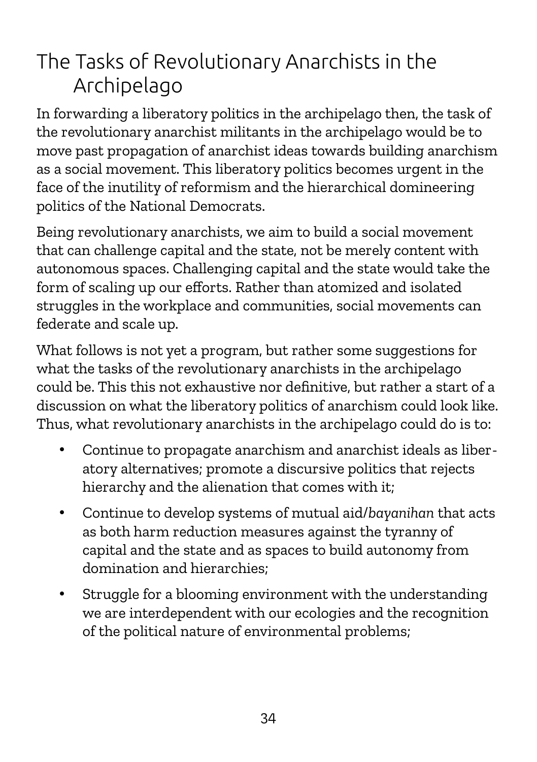# The Tasks of Revolutionary Anarchists in the Archipelago

In forwarding a liberatory politics in the archipelago then, the task of the revolutionary anarchist militants in the archipelago would be to move past propagation of anarchist ideas towards building anarchism as a social movement. This liberatory politics becomes urgent in the face of the inutility of reformism and the hierarchical domineering politics of the National Democrats.

Being revolutionary anarchists, we aim to build a social movement that can challenge capital and the state, not be merely content with autonomous spaces. Challenging capital and the state would take the form of scaling up our efforts. Rather than atomized and isolated struggles in the workplace and communities, social movements can federate and scale up.

What follows is not yet a program, but rather some suggestions for what the tasks of the revolutionary anarchists in the archipelago could be. This this not exhaustive nor definitive, but rather a start of a discussion on what the liberatory politics of anarchism could look like. Thus, what revolutionary anarchists in the archipelago could do is to:

- Continue to propagate anarchism and anarchist ideals as liberatory alternatives; promote a discursive politics that rejects hierarchy and the alienation that comes with it;
- Continue to develop systems of mutual aid/*bayanihan* that acts as both harm reduction measures against the tyranny of capital and the state and as spaces to build autonomy from domination and hierarchies;
- Struggle for a blooming environment with the understanding we are interdependent with our ecologies and the recognition of the political nature of environmental problems;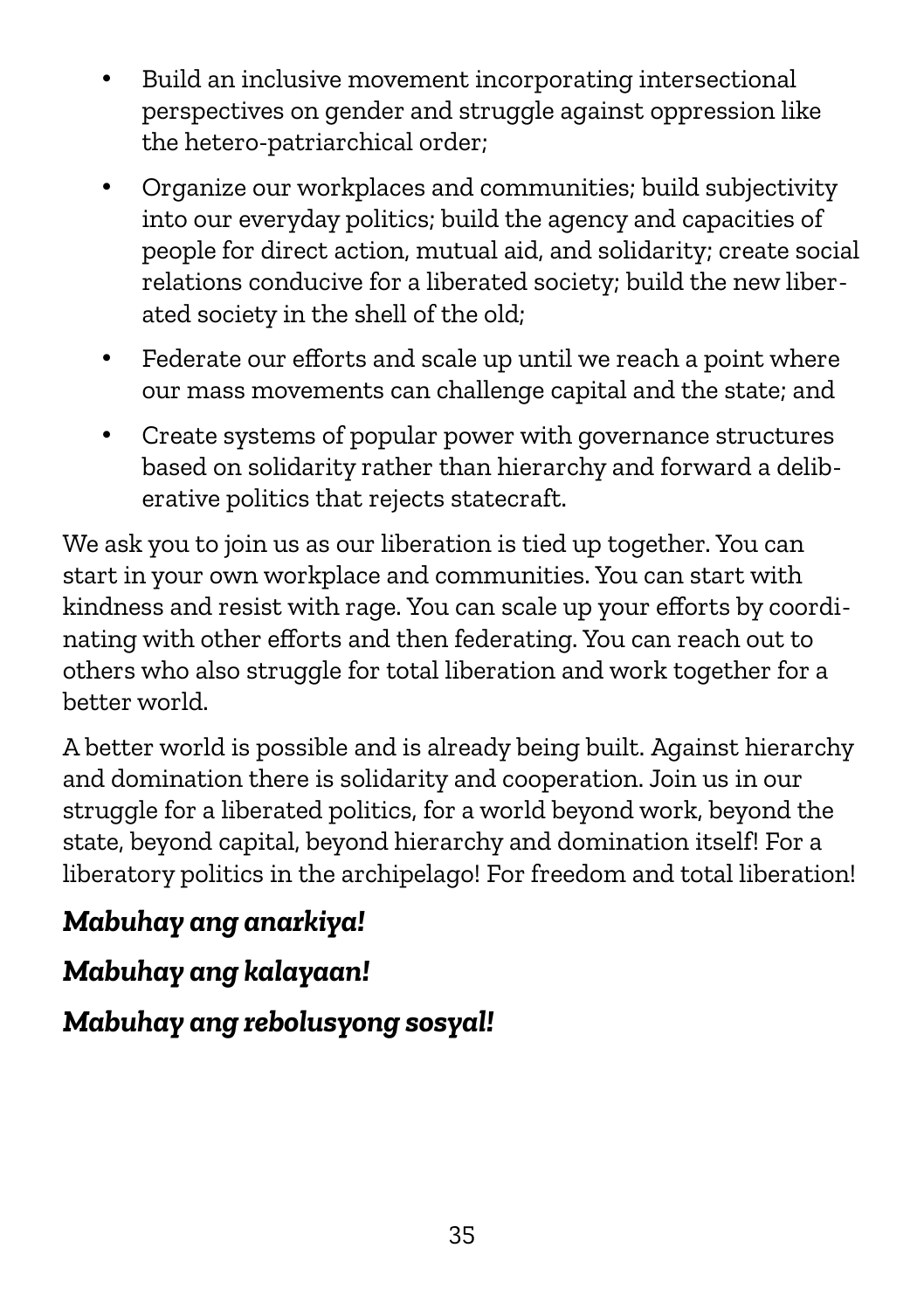- Build an inclusive movement incorporating intersectional perspectives on gender and struggle against oppression like the hetero-patriarchical order;
- Organize our workplaces and communities; build subjectivity into our everyday politics; build the agency and capacities of people for direct action, mutual aid, and solidarity; create social relations conducive for a liberated society; build the new liberated society in the shell of the old;
- Federate our efforts and scale up until we reach a point where our mass movements can challenge capital and the state; and
- Create systems of popular power with governance structures based on solidarity rather than hierarchy and forward a deliberative politics that rejects statecraft.

We ask you to join us as our liberation is tied up together. You can start in your own workplace and communities. You can start with kindness and resist with rage. You can scale up your efforts by coordinating with other efforts and then federating. You can reach out to others who also struggle for total liberation and work together for a better world.

A better world is possible and is already being built. Against hierarchy and domination there is solidarity and cooperation. Join us in our struggle for a liberated politics, for a world beyond work, beyond the state, beyond capital, beyond hierarchy and domination itself! For a liberatory politics in the archipelago! For freedom and total liberation!

***Mabuhay ang anarkiya!***

***Mabuhay ang kalayaan!***

***Mabuhay ang rebolusyong sosyal!***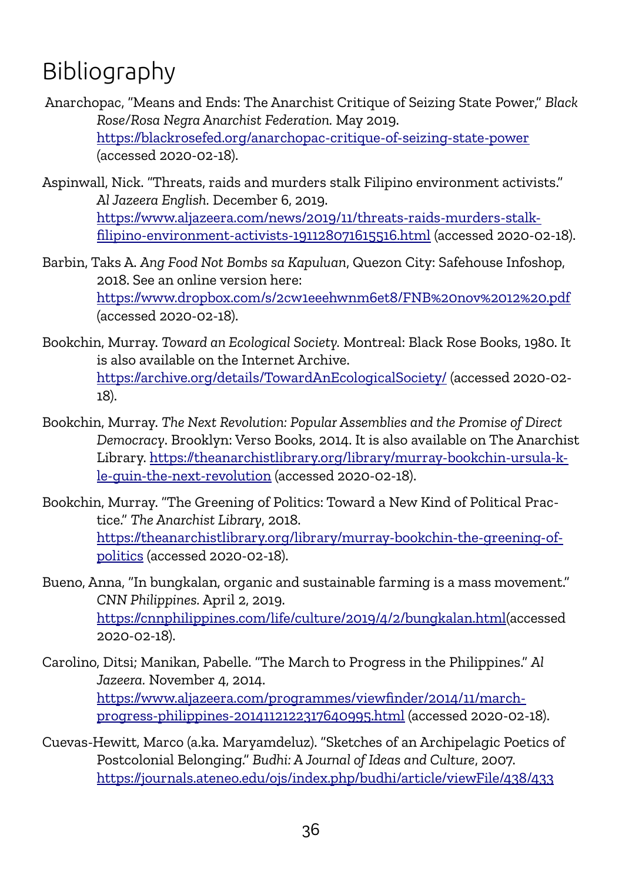# Bibliography

Anarchopac, "Means and Ends: The Anarchist Critique of Seizing State Power," *Black Rose/Rosa Negra Anarchist Federation.* May 2019. https://blackrosefed.org/anarchopac-critique-of-seizing-state-power (accessed 2020-02-18).

Aspinwall, Nick. "Threats, raids and murders stalk Filipino environment activists." *Al Jazeera English.* December 6, 2019. https://www.aljazeera.com/news/2019/11/threats-raids-murders-stalk-filipino-environment-activists-191128071615516.html (accessed 2020-02-18).

Barbin, Taks A. *Ang Food Not Bombs sa Kapuluan*, Quezon City: Safehouse Infoshop, 2018. See an online version here: https://www.dropbox.com/s/2cw1eeehwnm6et8/FNB%20nov%2012%20.pdf (accessed 2020-02-18).

Bookchin, Murray. *Toward an Ecological Society.* Montreal: Black Rose Books, 1980. It is also available on the Internet Archive. https://archive.org/details/TowardAnEcologicalSociety/ (accessed 2020-02-18).

Bookchin, Murray. *The Next Revolution: Popular Assemblies and the Promise of Direct Democracy*. Brooklyn: Verso Books, 2014. It is also available on The Anarchist Library. https://theanarchistlibrary.org/library/murray-bookchin-ursula-k-le-guin-the-next-revolution (accessed 2020-02-18).

Bookchin, Murray. "The Greening of Politics: Toward a New Kind of Political Practice." *The Anarchist Library*, 2018. https://theanarchistlibrary.org/library/murray-bookchin-the-greening-of-politics (accessed 2020-02-18).

Bueno, Anna, "In bungkalan, organic and sustainable farming is a mass movement." *CNN Philippines.* April 2, 2019. https://cnnphilippines.com/life/culture/2019/4/2/bungkalan.html(accessed 2020-02-18).

Carolino, Ditsi; Manikan, Pabelle. "The March to Progress in the Philippines." *Al Jazeera.* November 4, 2014. https://www.aljazeera.com/programmes/viewfinder/2014/11/march-progress-philippines-2014112122317640995.html (accessed 2020-02-18).

Cuevas-Hewitt, Marco (a.ka. Maryamdeluz). "Sketches of an Archipelagic Poetics of Postcolonial Belonging." *Budhi: A Journal of Ideas and Culture*, 2007. https://journals.ateneo.edu/ojs/index.php/budhi/article/viewFile/438/433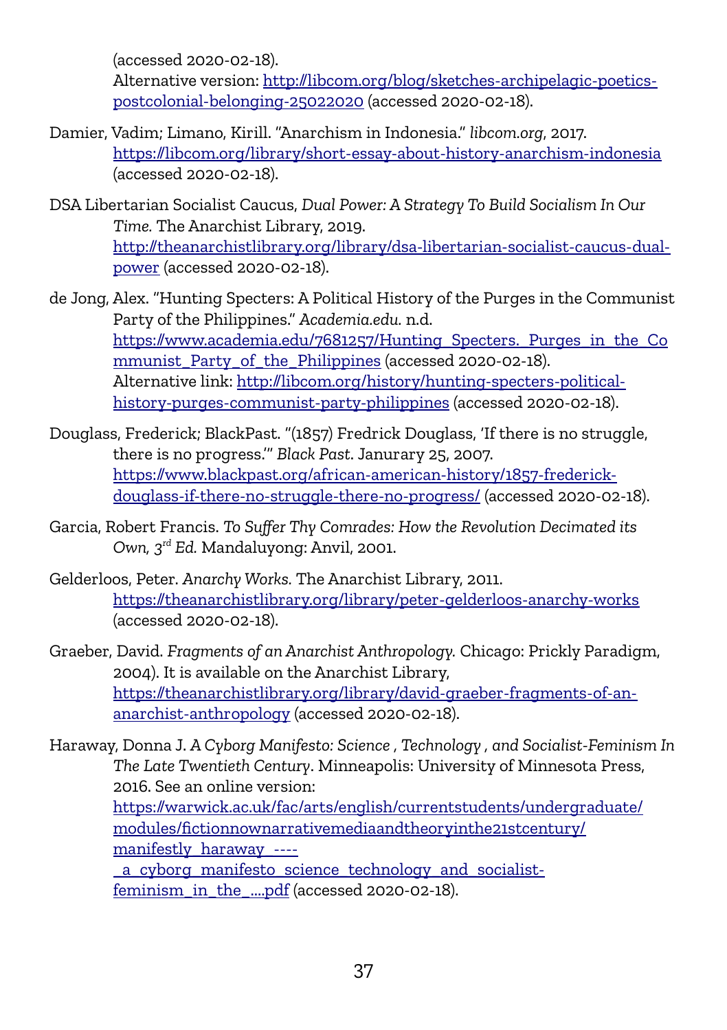(accessed 2020-02-18).
Alternative version: http://libcom.org/blog/sketches-archipelagic-poetics-postcolonial-belonging-25022020 (accessed 2020-02-18).

Damier, Vadim; Limano, Kirill. "Anarchism in Indonesia." *libcom.org*, 2017. https://libcom.org/library/short-essay-about-history-anarchism-indonesia (accessed 2020-02-18).

DSA Libertarian Socialist Caucus, *Dual Power: A Strategy To Build Socialism In Our Time.* The Anarchist Library, 2019. http://theanarchistlibrary.org/library/dsa-libertarian-socialist-caucus-dual-power (accessed 2020-02-18).

de Jong, Alex. "Hunting Specters: A Political History of the Purges in the Communist Party of the Philippines." *Academia.edu.* n.d. https://www.academia.edu/7681257/Hunting_Specters._Purges_in_the_Communist_Party_of_the_Philippines (accessed 2020-02-18).
Alternative link: http://libcom.org/history/hunting-specters-political-history-purges-communist-party-philippines (accessed 2020-02-18).

Douglass, Frederick; BlackPast. "(1857) Fredrick Douglass, 'If there is no struggle, there is no progress.'" *Black Past*. Janurary 25, 2007. https://www.blackpast.org/african-american-history/1857-frederick-douglass-if-there-no-struggle-there-no-progress/ (accessed 2020-02-18).

Garcia, Robert Francis. *To Suffer Thy Comrades: How the Revolution Decimated its Own, 3rd Ed.* Mandaluyong: Anvil, 2001.

Gelderloos, Peter. *Anarchy Works.* The Anarchist Library, 2011. https://theanarchistlibrary.org/library/peter-gelderloos-anarchy-works (accessed 2020-02-18).

Graeber, David. *Fragments of an Anarchist Anthropology.* Chicago: Prickly Paradigm, 2004). It is available on the Anarchist Library, https://theanarchistlibrary.org/library/david-graeber-fragments-of-an-anarchist-anthropology (accessed 2020-02-18).

Haraway, Donna J. *A Cyborg Manifesto: Science , Technology , and Socialist-Feminism In The Late Twentieth Century*. Minneapolis: University of Minnesota Press, 2016. See an online version: https://warwick.ac.uk/fac/arts/english/currentstudents/undergraduate/modules/fictionnownarrativemediaandtheoryinthe21stcentury/manifestly_haraway_----_a_cyborg_manifesto_science_technology_and_socialist-feminism_in_the_....pdf (accessed 2020-02-18).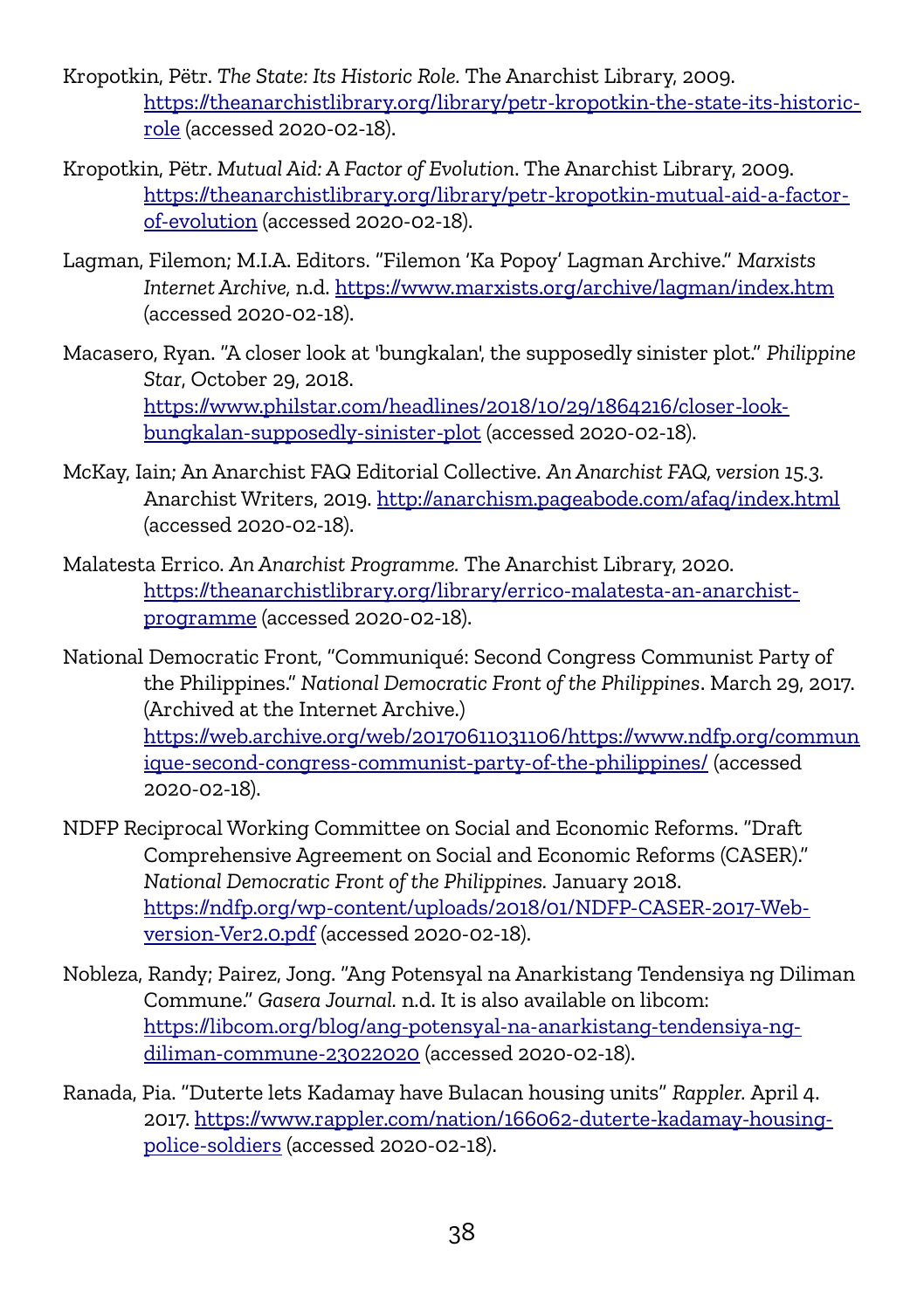Kropotkin, Pëtr. *The State: Its Historic Role.* The Anarchist Library, 2009. https://theanarchistlibrary.org/library/petr-kropotkin-the-state-its-historic-role (accessed 2020-02-18).

Kropotkin, Pëtr. *Mutual Aid: A Factor of Evolution*. The Anarchist Library, 2009. https://theanarchistlibrary.org/library/petr-kropotkin-mutual-aid-a-factor-of-evolution (accessed 2020-02-18).

Lagman, Filemon; M.I.A. Editors. "Filemon 'Ka Popoy' Lagman Archive." *Marxists Internet Archive*, n.d. https://www.marxists.org/archive/lagman/index.htm (accessed 2020-02-18).

Macasero, Ryan. "A closer look at 'bungkalan', the supposedly sinister plot." *Philippine Star*, October 29, 2018. https://www.philstar.com/headlines/2018/10/29/1864216/closer-look-bungkalan-supposedly-sinister-plot (accessed 2020-02-18).

McKay, Iain; An Anarchist FAQ Editorial Collective. *An Anarchist FAQ, version 15.3.* Anarchist Writers, 2019. http://anarchism.pageabode.com/afaq/index.html (accessed 2020-02-18).

Malatesta Errico. *An Anarchist Programme.* The Anarchist Library, 2020. https://theanarchistlibrary.org/library/errico-malatesta-an-anarchist-programme (accessed 2020-02-18).

National Democratic Front, "Communiqué: Second Congress Communist Party of the Philippines." *National Democratic Front of the Philippines*. March 29, 2017. (Archived at the Internet Archive.) https://web.archive.org/web/20170611031106/https://www.ndfp.org/communique-second-congress-communist-party-of-the-philippines/ (accessed 2020-02-18).

NDFP Reciprocal Working Committee on Social and Economic Reforms. "Draft Comprehensive Agreement on Social and Economic Reforms (CASER)." *National Democratic Front of the Philippines.* January 2018. https://ndfp.org/wp-content/uploads/2018/01/NDFP-CASER-2017-Web-version-Ver2.0.pdf (accessed 2020-02-18).

Nobleza, Randy; Pairez, Jong. "Ang Potensyal na Anarkistang Tendensiya ng Diliman Commune." *Gasera Journal.* n.d. It is also available on libcom: https://libcom.org/blog/ang-potensyal-na-anarkistang-tendensiya-ng-diliman-commune-23022020 (accessed 2020-02-18).

Ranada, Pia. "Duterte lets Kadamay have Bulacan housing units" *Rappler.* April 4. 2017. https://www.rappler.com/nation/166062-duterte-kadamay-housing-police-soldiers (accessed 2020-02-18).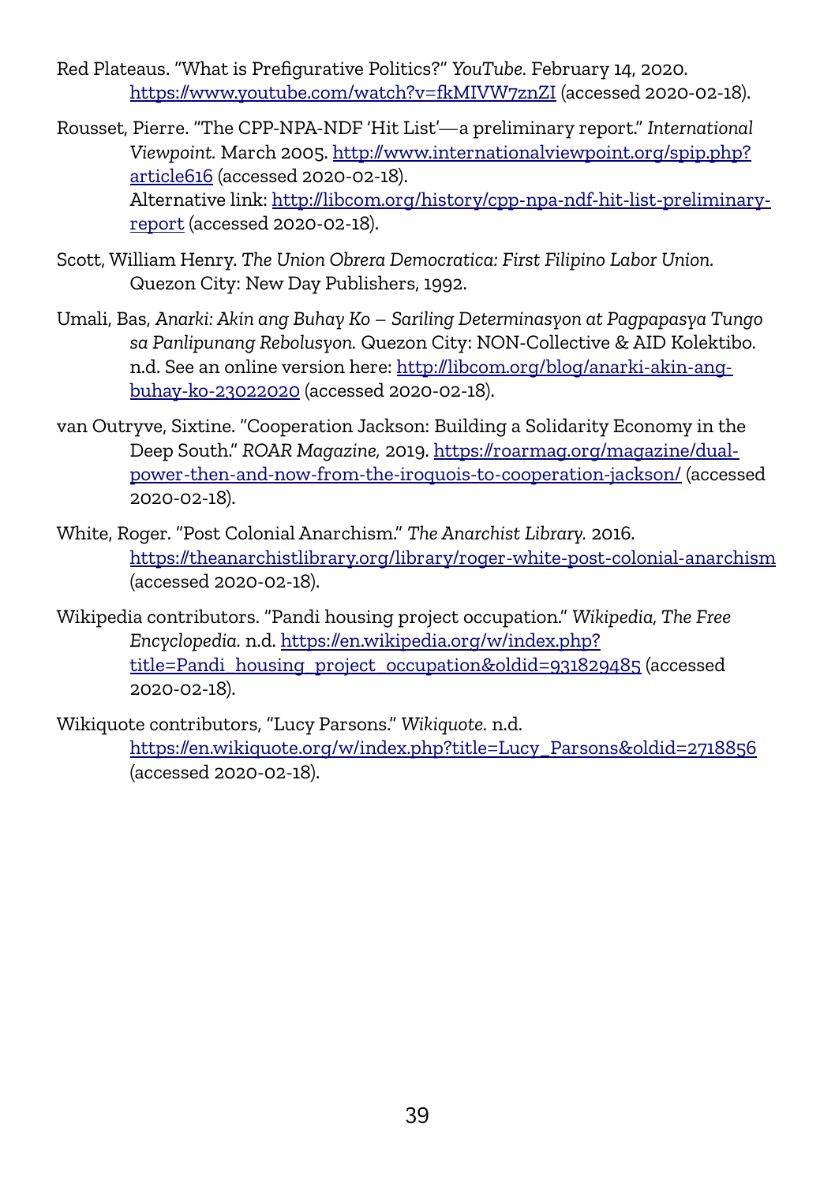Red Plateaus. "What is Prefigurative Politics?" *YouTube.* February 14, 2020. https://www.youtube.com/watch?v=fkMIVW7znZI (accessed 2020-02-18).

Rousset, Pierre. "The CPP-NPA-NDF 'Hit List'—a preliminary report." *International Viewpoint.* March 2005. http://www.internationalviewpoint.org/spip.php?article616 (accessed 2020-02-18).
Alternative link: http://libcom.org/history/cpp-npa-ndf-hit-list-preliminary-report (accessed 2020-02-18).

Scott, William Henry. *The Union Obrera Democratica: First Filipino Labor Union.* Quezon City: New Day Publishers, 1992.

Umali, Bas, *Anarki: Akin ang Buhay Ko – Sariling Determinasyon at Pagpapasya Tungo sa Panlipunang Rebolusyon.* Quezon City: NON-Collective & AID Kolektibo. n.d. See an online version here: http://libcom.org/blog/anarki-akin-ang-buhay-ko-23022020 (accessed 2020-02-18).

van Outryve, Sixtine. "Cooperation Jackson: Building a Solidarity Economy in the Deep South." *ROAR Magazine,* 2019. https://roarmag.org/magazine/dual-power-then-and-now-from-the-iroquois-to-cooperation-jackson/ (accessed 2020-02-18).

White, Roger. "Post Colonial Anarchism." *The Anarchist Library.* 2016. https://theanarchistlibrary.org/library/roger-white-post-colonial-anarchism (accessed 2020-02-18).

Wikipedia contributors. "Pandi housing project occupation." *Wikipedia, The Free Encyclopedia.* n.d. https://en.wikipedia.org/w/index.php?title=Pandi_housing_project_occupation&oldid=931829485 (accessed 2020-02-18).

Wikiquote contributors, "Lucy Parsons." *Wikiquote.* n.d. https://en.wikiquote.org/w/index.php?title=Lucy_Parsons&oldid=2718856 (accessed 2020-02-18).